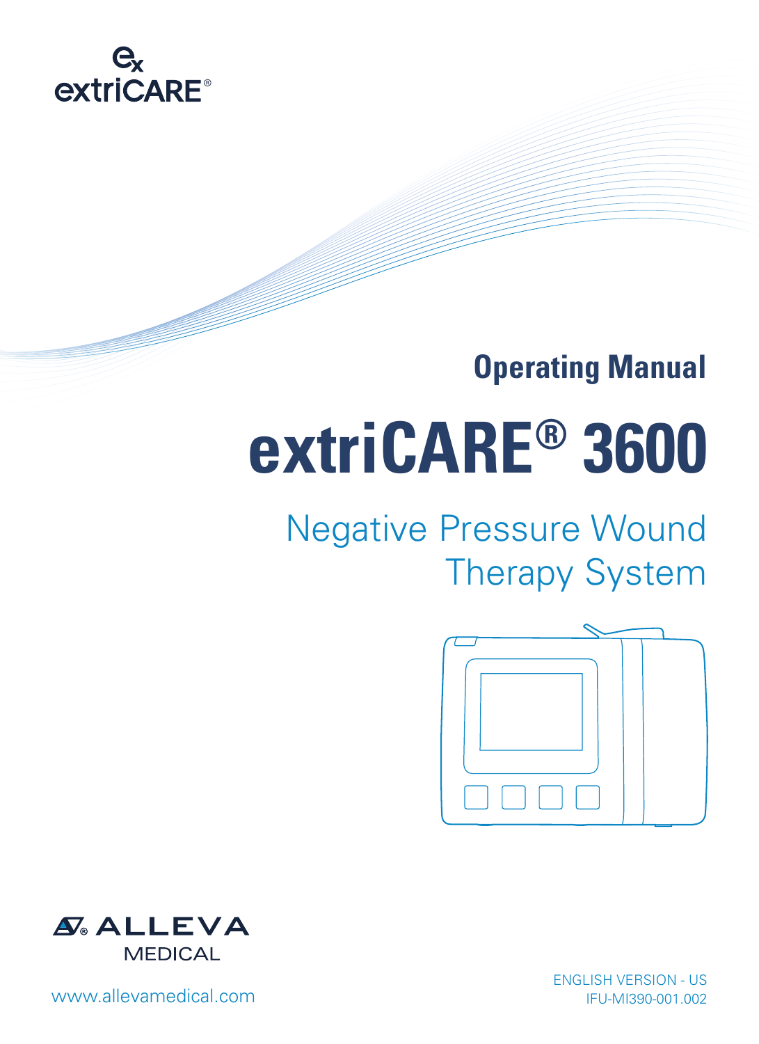extriCARE®

## Operating Manual

# extriCARE® 3600

Negative Pressure Wound Therapy System

ALLEVA MEDICAL

www.allevamedical.com

ENGLISH VERSION - US

IFU-MI390-001.002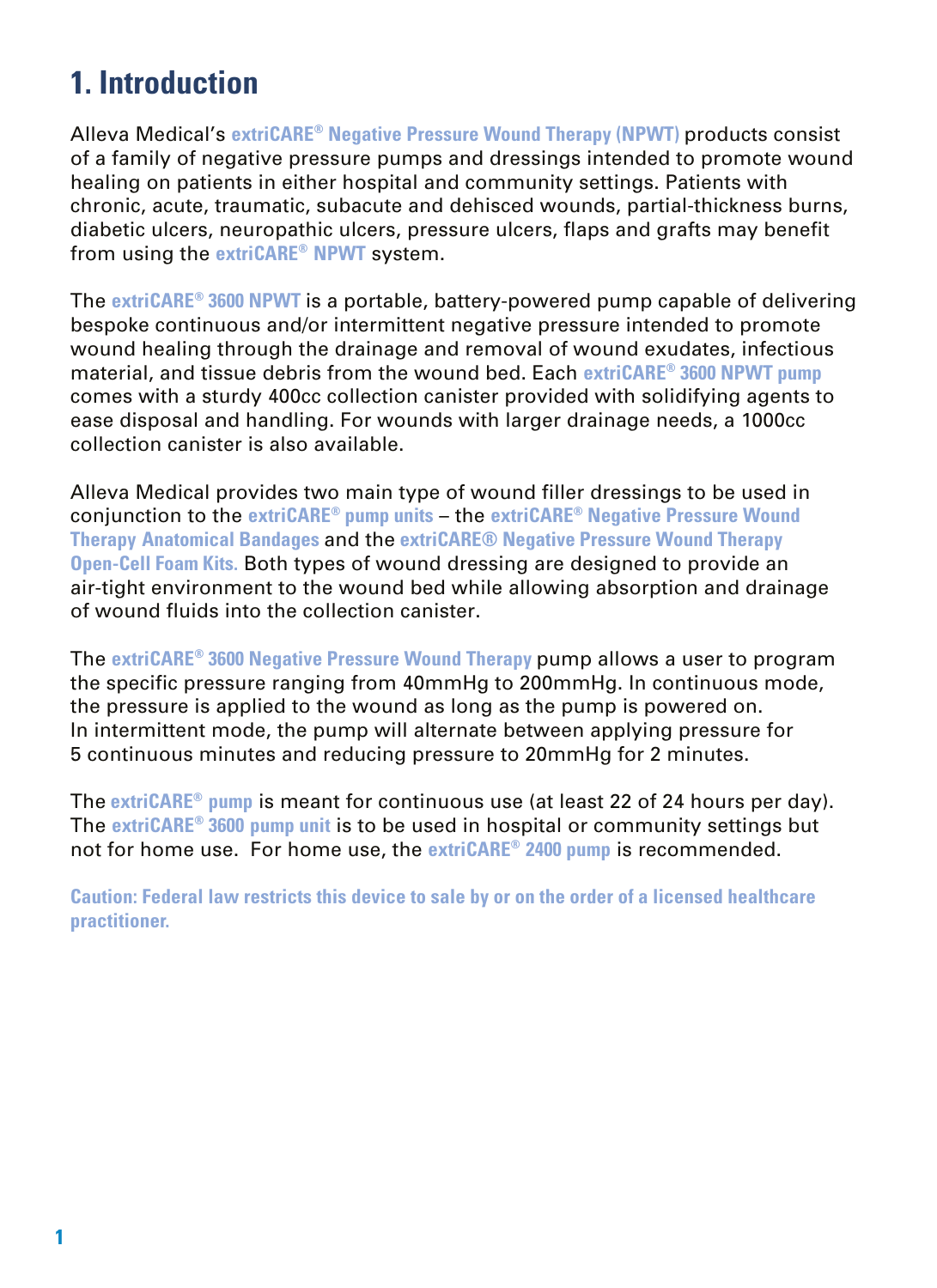# 1. Introduction

Alleva Medical's **extriCARE® Negative Pressure Wound Therapy (NPWT)** products consist of a family of negative pressure pumps and dressings intended to promote wound healing on patients in either hospital and community settings. Patients with chronic, acute, traumatic, subacute and dehisced wounds, partial-thickness burns, diabetic ulcers, neuropathic ulcers, pressure ulcers, flaps and grafts may benefit from using the **extriCARE® NPWT** system.

The **extriCARE® 3600 NPWT** is a portable, battery-powered pump capable of delivering bespoke continuous and/or intermittent negative pressure intended to promote wound healing through the drainage and removal of wound exudates, infectious material, and tissue debris from the wound bed. Each **extriCARE® 3600 NPWT pump** comes with a sturdy 400cc collection canister provided with solidifying agents to ease disposal and handling. For wounds with larger drainage needs, a 1000cc collection canister is also available.

Alleva Medical provides two main type of wound filler dressings to be used in conjunction to the **extriCARE® pump units** – the **extriCARE® Negative Pressure Wound Therapy Anatomical Bandages** and the **extriCARE® Negative Pressure Wound Therapy Open-Cell Foam Kits.** Both types of wound dressing are designed to provide an air-tight environment to the wound bed while allowing absorption and drainage of wound fluids into the collection canister.

The **extriCARE® 3600 Negative Pressure Wound Therapy** pump allows a user to program the specific pressure ranging from 40mmHg to 200mmHg. In continuous mode, the pressure is applied to the wound as long as the pump is powered on. In intermittent mode, the pump will alternate between applying pressure for 5 continuous minutes and reducing pressure to 20mmHg for 2 minutes.

The **extriCARE® pump** is meant for continuous use (at least 22 of 24 hours per day). The **extriCARE® 3600 pump unit** is to be used in hospital or community settings but not for home use. For home use, the **extriCARE® 2400 pump** is recommended.

**Caution: Federal law restricts this device to sale by or on the order of a licensed healthcare practitioner.**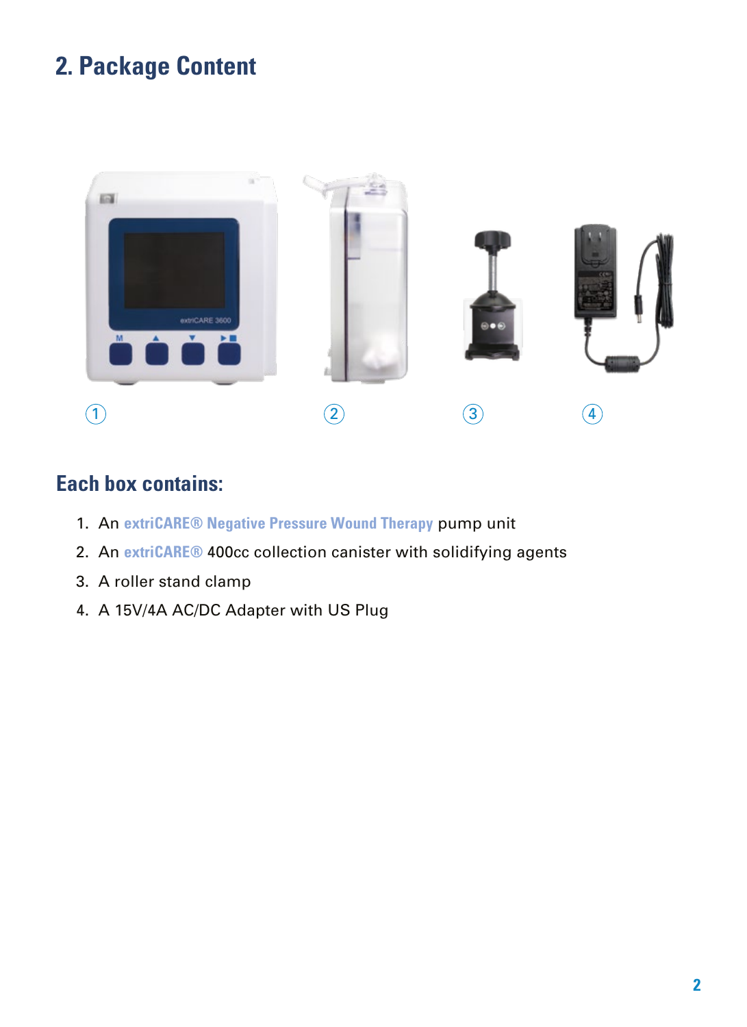## 2. Package Content

1 2 3 4

### Each box contains:

1. An **extriCARE® Negative Pressure Wound Therapy** pump unit
2. An **extriCARE®** 400cc collection canister with solidifying agents
3. A roller stand clamp
4. A 15V/4A AC/DC Adapter with US Plug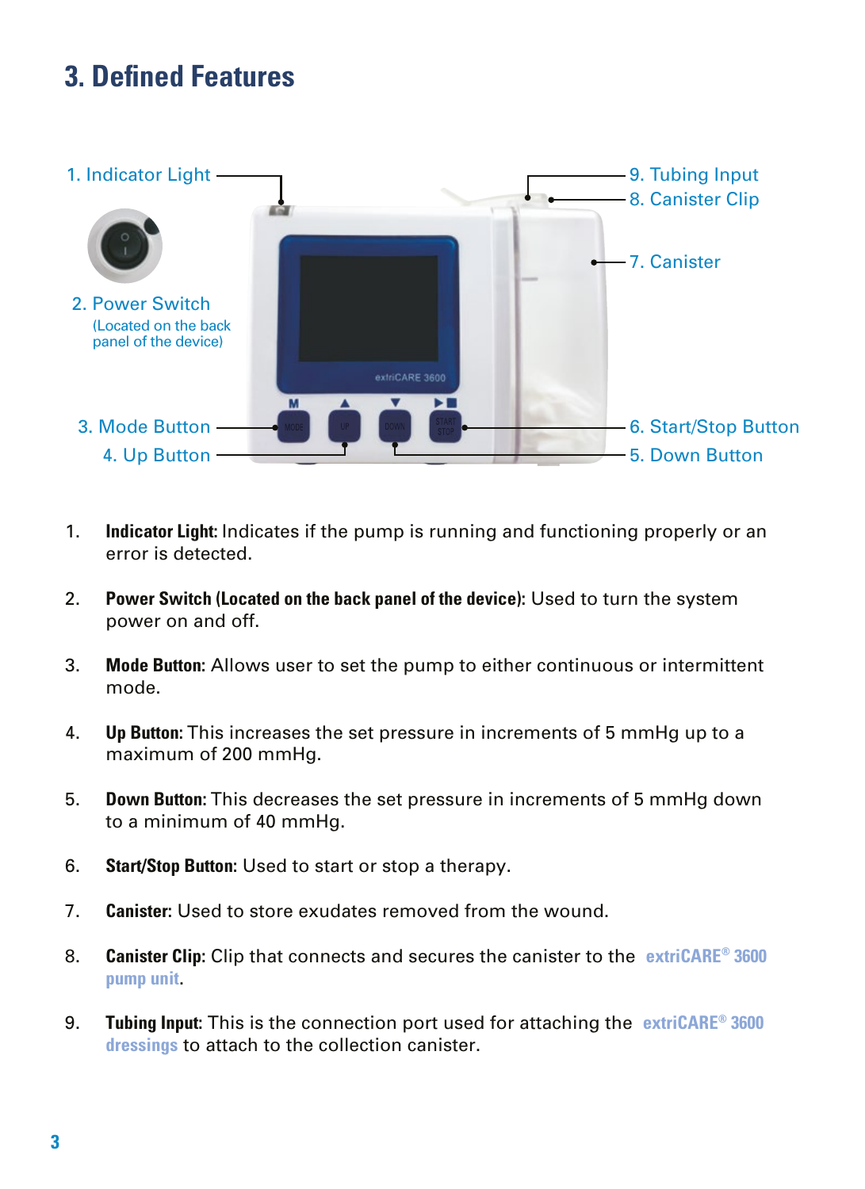# 3. Defined Features

1. Indicator Light
2. Power Switch
(Located on the back panel of the device)
3. Mode Button
4. Up Button
5. Down Button
6. Start/Stop Button
7. Canister
8. Canister Clip
9. Tubing Input

1. **Indicator Light:** Indicates if the pump is running and functioning properly or an error is detected.

2. **Power Switch (Located on the back panel of the device):** Used to turn the system power on and off.

3. **Mode Button:** Allows user to set the pump to either continuous or intermittent mode.

4. **Up Button:** This increases the set pressure in increments of 5 mmHg up to a maximum of 200 mmHg.

5. **Down Button:** This decreases the set pressure in increments of 5 mmHg down to a minimum of 40 mmHg.

6. **Start/Stop Button:** Used to start or stop a therapy.

7. **Canister:** Used to store exudates removed from the wound.

8. **Canister Clip:** Clip that connects and secures the canister to the **extriCARE® 3600 pump unit**.

9. **Tubing Input:** This is the connection port used for attaching the **extriCARE® 3600 dressings** to attach to the collection canister.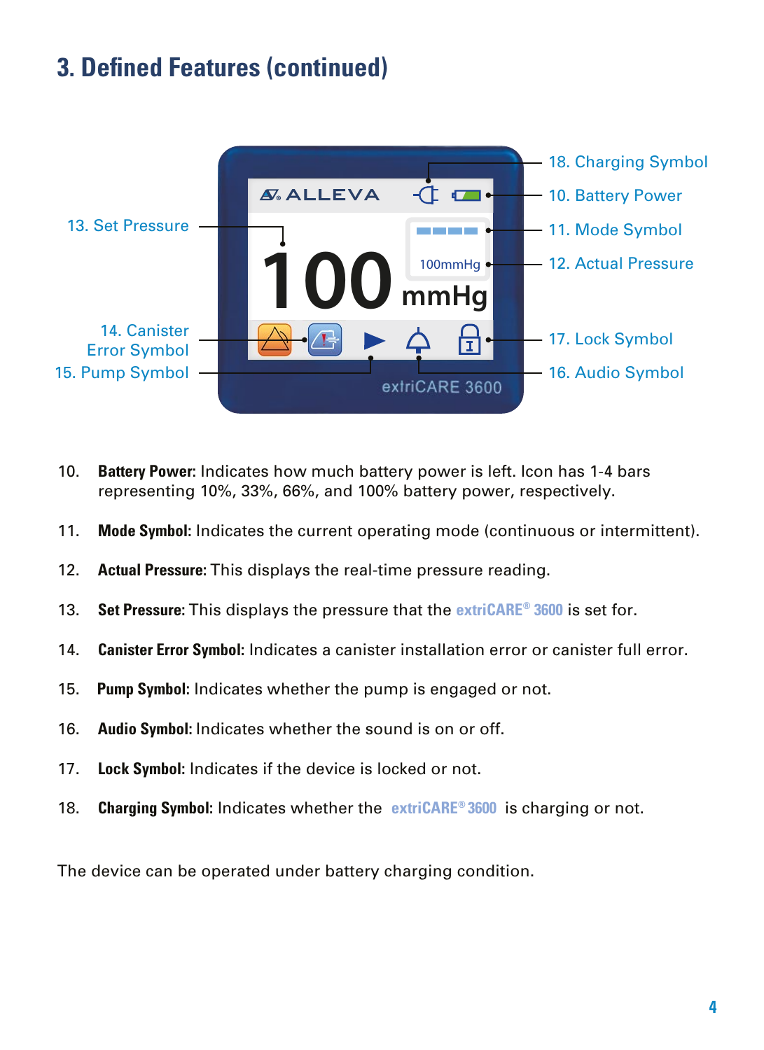## 3. Defined Features (continued)

18. Charging Symbol
10. Battery Power
11. Mode Symbol
12. Actual Pressure
13. Set Pressure
14. Canister Error Symbol
15. Pump Symbol
17. Lock Symbol
16. Audio Symbol

ALLEVA
100 mmHg
100mmHg
extriCARE 3600

10. **Battery Power:** Indicates how much battery power is left. Icon has 1-4 bars representing 10%, 33%, 66%, and 100% battery power, respectively.

11. **Mode Symbol:** Indicates the current operating mode (continuous or intermittent).

12. **Actual Pressure:** This displays the real-time pressure reading.

13. **Set Pressure:** This displays the pressure that the **extriCARE® 3600** is set for.

14. **Canister Error Symbol:** Indicates a canister installation error or canister full error.

15. **Pump Symbol:** Indicates whether the pump is engaged or not.

16. **Audio Symbol:** Indicates whether the sound is on or off.

17. **Lock Symbol:** Indicates if the device is locked or not.

18. **Charging Symbol:** Indicates whether the **extriCARE® 3600** is charging or not.

The device can be operated under battery charging condition.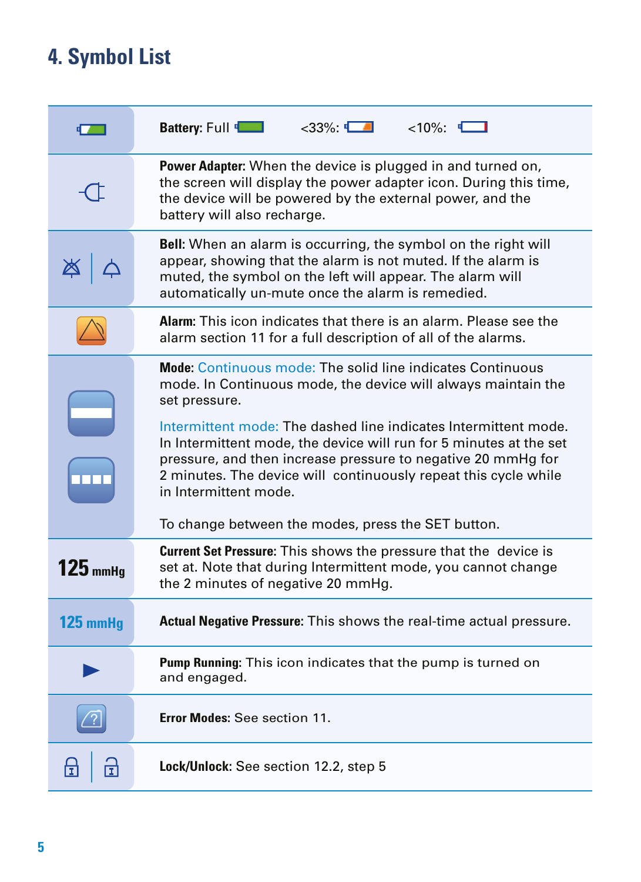# 4. Symbol List

| | |
|---|---|
| | **Battery:** Full <33%: <10%: |
| | **Power Adapter:** When the device is plugged in and turned on, the screen will display the power adapter icon. During this time, the device will be powered by the external power, and the battery will also recharge. |
| | **Bell:** When an alarm is occurring, the symbol on the right will appear, showing that the alarm is not muted. If the alarm is muted, the symbol on the left will appear. The alarm will automatically un-mute once the alarm is remedied. |
| | **Alarm:** This icon indicates that there is an alarm. Please see the alarm section 11 for a full description of all of the alarms. |
| | **Mode:** Continuous mode: The solid line indicates Continuous mode. In Continuous mode, the device will always maintain the set pressure.<br><br>Intermittent mode: The dashed line indicates Intermittent mode. In Intermittent mode, the device will run for 5 minutes at the set pressure, and then increase pressure to negative 20 mmHg for 2 minutes. The device will continuously repeat this cycle while in Intermittent mode.<br><br>To change between the modes, press the SET button. |
| 125 mmHg | **Current Set Pressure:** This shows the pressure that the device is set at. Note that during Intermittent mode, you cannot change the 2 minutes of negative 20 mmHg. |
| 125 mmHg | **Actual Negative Pressure:** This shows the real-time actual pressure. |
| | **Pump Running:** This icon indicates that the pump is turned on and engaged. |
| | **Error Modes:** See section 11. |
| | **Lock/Unlock:** See section 12.2, step 5 |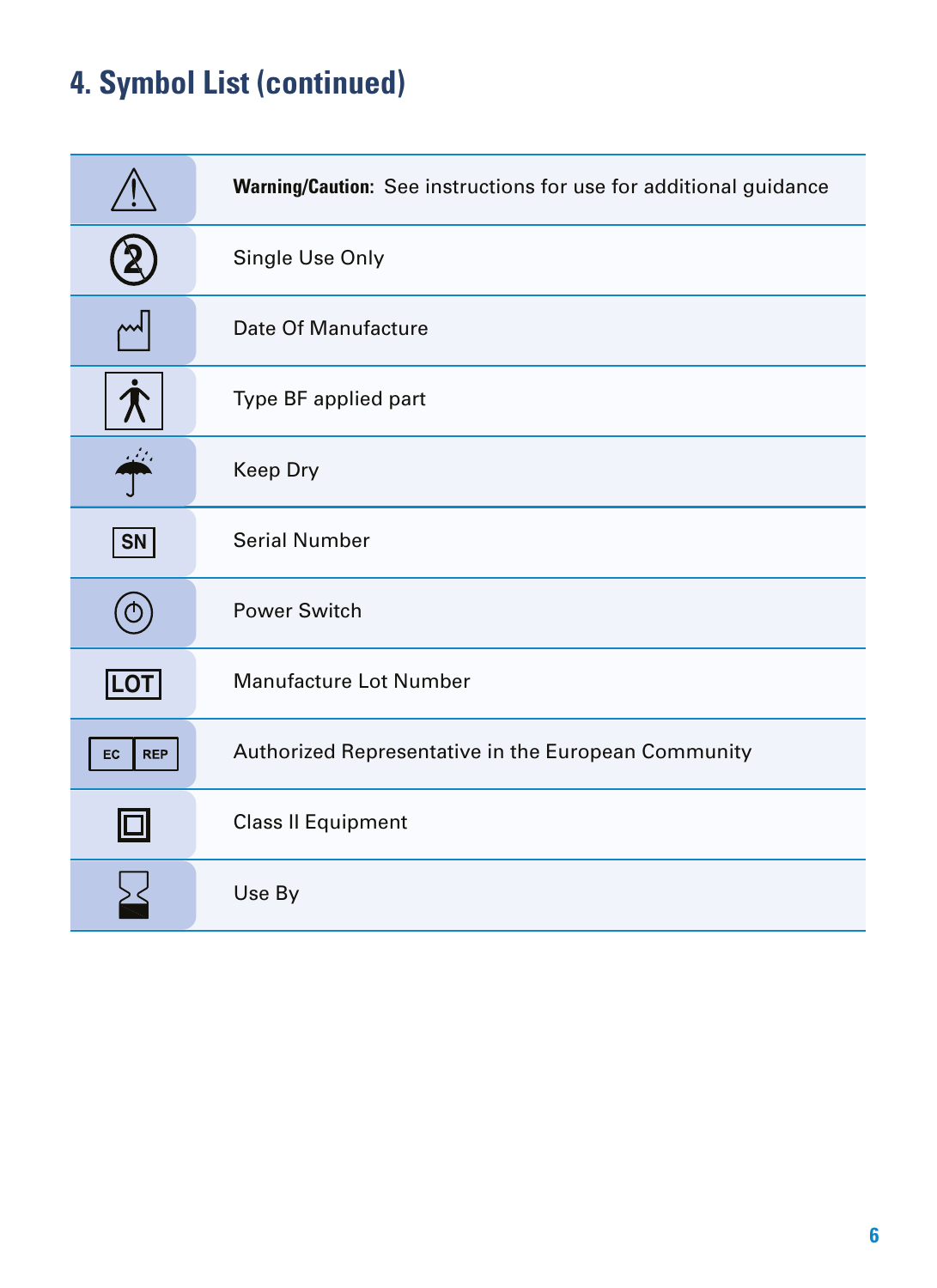# 4. Symbol List (continued)

| | |
|---|---|
| ⚠ | **Warning/Caution:** See instructions for use for additional guidance |
| ② | Single Use Only |
| | Date Of Manufacture |
| | Type BF applied part |
| | Keep Dry |
| SN | Serial Number |
| | Power Switch |
| LOT | Manufacture Lot Number |
| EC REP | Authorized Representative in the European Community |
| | Class II Equipment |
| | Use By |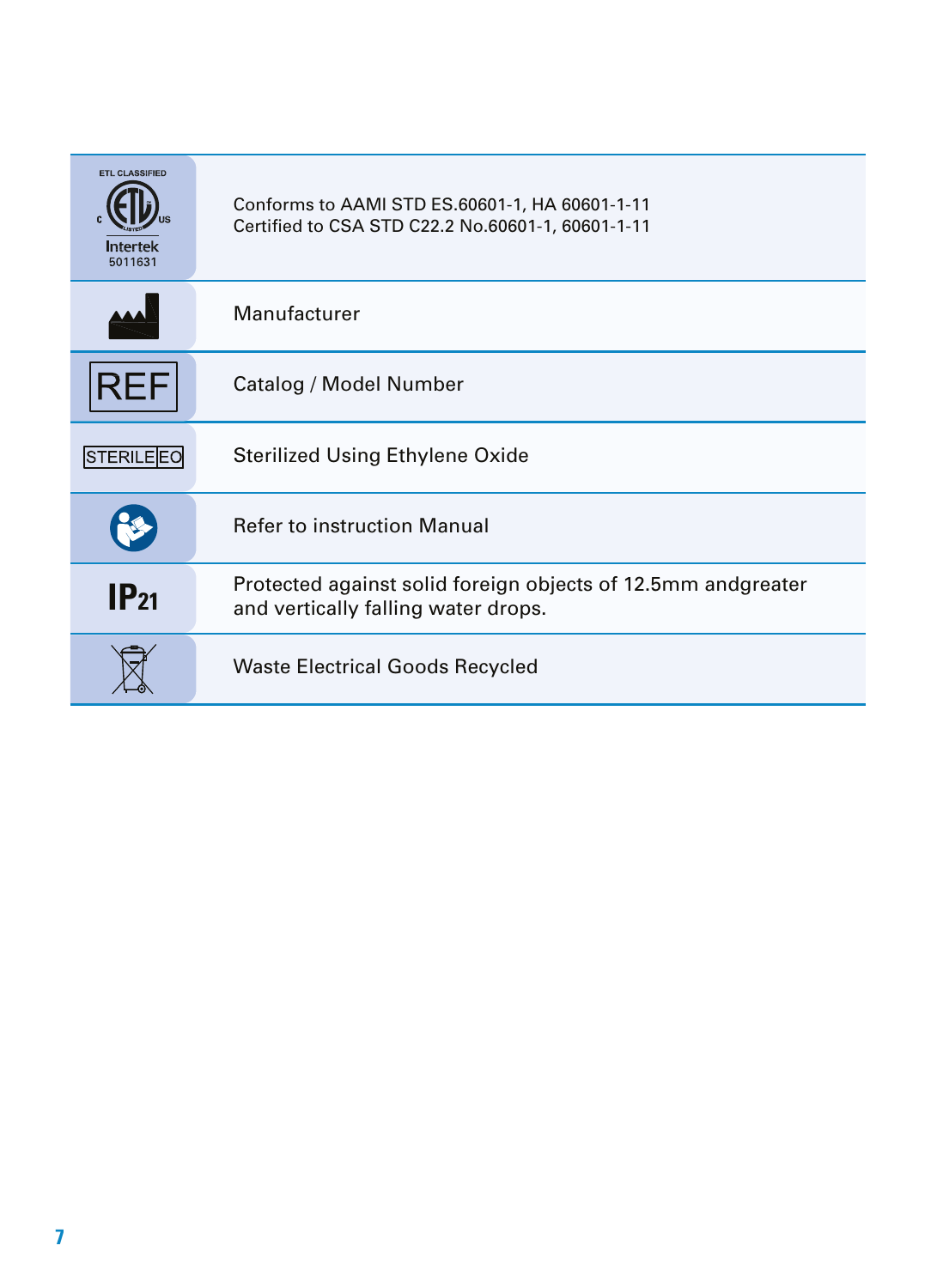| | |
|---|---|
| ETL CLASSIFIED c US LISTED Intertek 5011631 | Conforms to AAMI STD ES.60601-1, HA 60601-1-11<br>Certified to CSA STD C22.2 No.60601-1, 60601-1-11 |
| | Manufacturer |
| REF | Catalog / Model Number |
| STERILE EO | Sterilized Using Ethylene Oxide |
| | Refer to instruction Manual |
| IP21 | Protected against solid foreign objects of 12.5mm andgreater and vertically falling water drops. |
| | Waste Electrical Goods Recycled |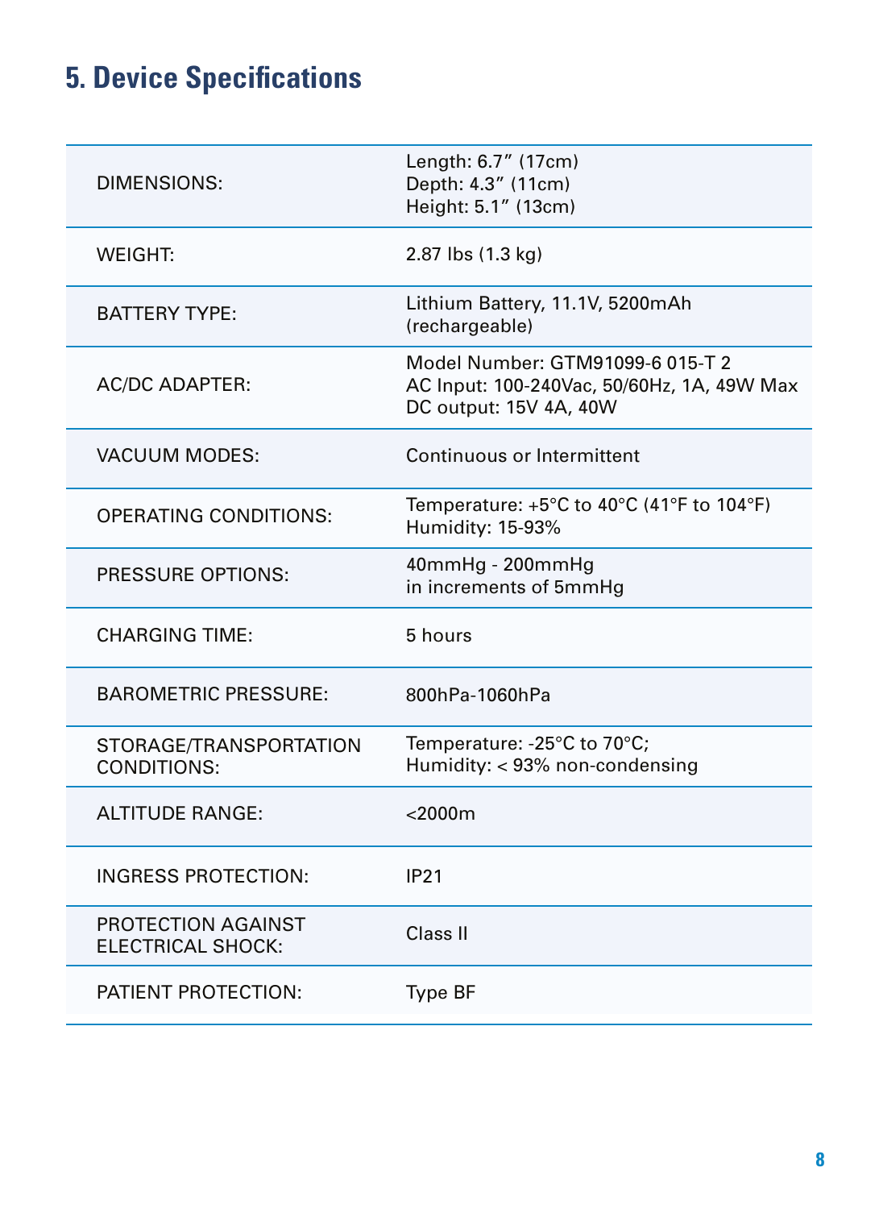## 5. Device Specifications

| | |
|---|---|
| DIMENSIONS: | Length: 6.7” (17cm)<br>Depth: 4.3” (11cm)<br>Height: 5.1” (13cm) |
| WEIGHT: | 2.87 lbs (1.3 kg) |
| BATTERY TYPE: | Lithium Battery, 11.1V, 5200mAh (rechargeable) |
| AC/DC ADAPTER: | Model Number: GTM91099-6 015-T 2<br>AC Input: 100-240Vac, 50/60Hz, 1A, 49W Max<br>DC output: 15V 4A, 40W |
| VACUUM MODES: | Continuous or Intermittent |
| OPERATING CONDITIONS: | Temperature: +5°C to 40°C (41°F to 104°F)<br>Humidity: 15-93% |
| PRESSURE OPTIONS: | 40mmHg - 200mmHg<br>in increments of 5mmHg |
| CHARGING TIME: | 5 hours |
| BAROMETRIC PRESSURE: | 800hPa-1060hPa |
| STORAGE/TRANSPORTATION CONDITIONS: | Temperature: -25°C to 70°C;<br>Humidity: < 93% non-condensing |
| ALTITUDE RANGE: | <2000m |
| INGRESS PROTECTION: | IP21 |
| PROTECTION AGAINST ELECTRICAL SHOCK: | Class II |
| PATIENT PROTECTION: | Type BF |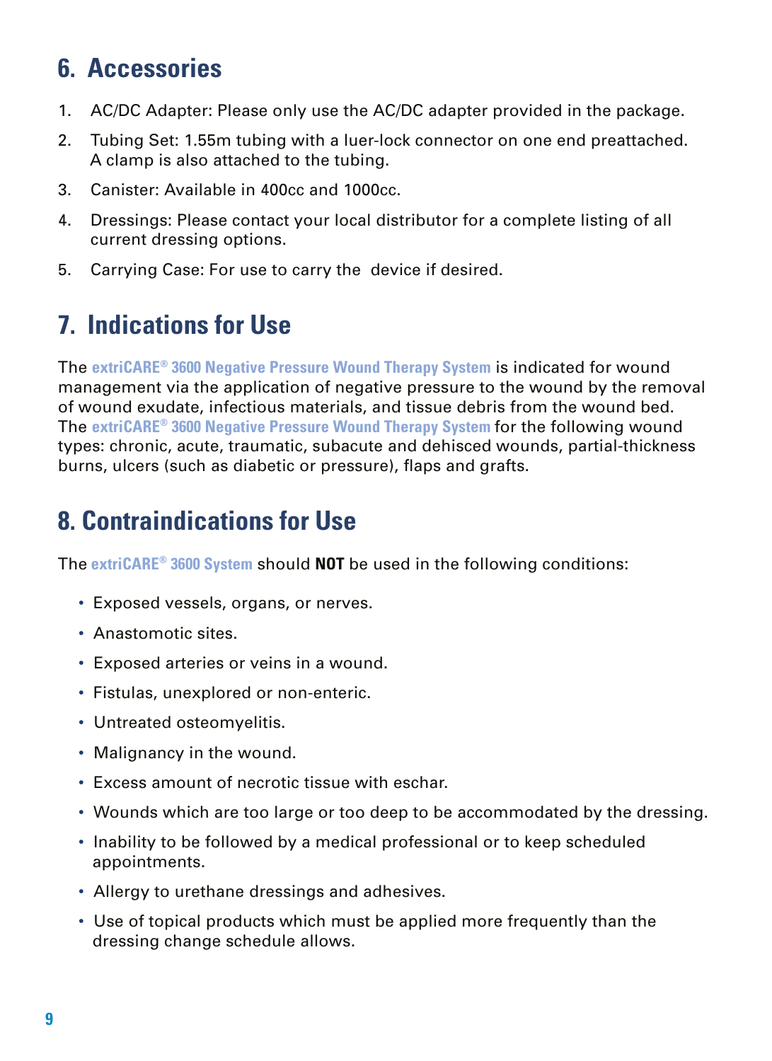## 6. Accessories

1. AC/DC Adapter: Please only use the AC/DC adapter provided in the package.
2. Tubing Set: 1.55m tubing with a luer-lock connector on one end preattached. A clamp is also attached to the tubing.
3. Canister: Available in 400cc and 1000cc.
4. Dressings: Please contact your local distributor for a complete listing of all current dressing options.
5. Carrying Case: For use to carry the device if desired.

## 7. Indications for Use

The **extriCARE® 3600 Negative Pressure Wound Therapy System** is indicated for wound management via the application of negative pressure to the wound by the removal of wound exudate, infectious materials, and tissue debris from the wound bed. The **extriCARE® 3600 Negative Pressure Wound Therapy System** for the following wound types: chronic, acute, traumatic, subacute and dehisced wounds, partial-thickness burns, ulcers (such as diabetic or pressure), flaps and grafts.

## 8. Contraindications for Use

The **extriCARE® 3600 System** should **NOT** be used in the following conditions:

- Exposed vessels, organs, or nerves.
- Anastomotic sites.
- Exposed arteries or veins in a wound.
- Fistulas, unexplored or non-enteric.
- Untreated osteomyelitis.
- Malignancy in the wound.
- Excess amount of necrotic tissue with eschar.
- Wounds which are too large or too deep to be accommodated by the dressing.
- Inability to be followed by a medical professional or to keep scheduled appointments.
- Allergy to urethane dressings and adhesives.
- Use of topical products which must be applied more frequently than the dressing change schedule allows.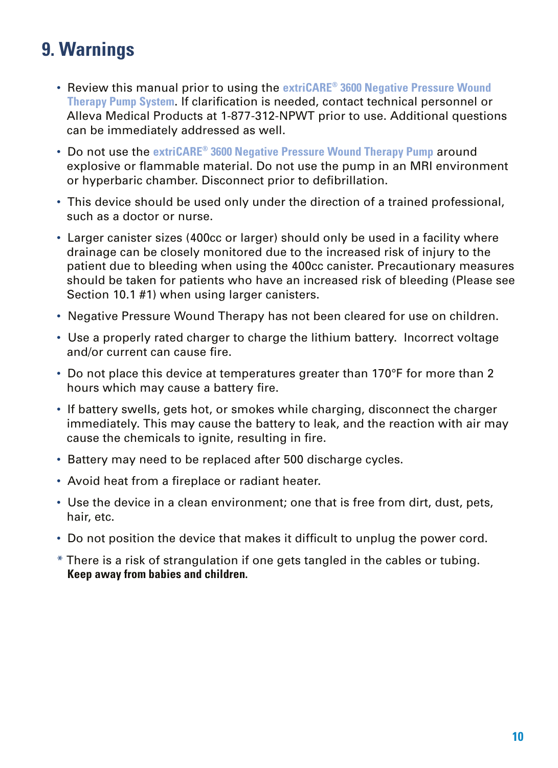# 9. Warnings

- Review this manual prior to using the **extriCARE® 3600 Negative Pressure Wound Therapy Pump System**. If clarification is needed, contact technical personnel or Alleva Medical Products at 1-877-312-NPWT prior to use. Additional questions can be immediately addressed as well.
- Do not use the **extriCARE® 3600 Negative Pressure Wound Therapy Pump** around explosive or flammable material. Do not use the pump in an MRI environment or hyperbaric chamber. Disconnect prior to defibrillation.
- This device should be used only under the direction of a trained professional, such as a doctor or nurse.
- Larger canister sizes (400cc or larger) should only be used in a facility where drainage can be closely monitored due to the increased risk of injury to the patient due to bleeding when using the 400cc canister. Precautionary measures should be taken for patients who have an increased risk of bleeding (Please see Section 10.1 #1) when using larger canisters.
- Negative Pressure Wound Therapy has not been cleared for use on children.
- Use a properly rated charger to charge the lithium battery. Incorrect voltage and/or current can cause fire.
- Do not place this device at temperatures greater than 170°F for more than 2 hours which may cause a battery fire.
- If battery swells, gets hot, or smokes while charging, disconnect the charger immediately. This may cause the battery to leak, and the reaction with air may cause the chemicals to ignite, resulting in fire.
- Battery may need to be replaced after 500 discharge cycles.
- Avoid heat from a fireplace or radiant heater.
- Use the device in a clean environment; one that is free from dirt, dust, pets, hair, etc.
- Do not position the device that makes it difficult to unplug the power cord.

* There is a risk of strangulation if one gets tangled in the cables or tubing. **Keep away from babies and children.**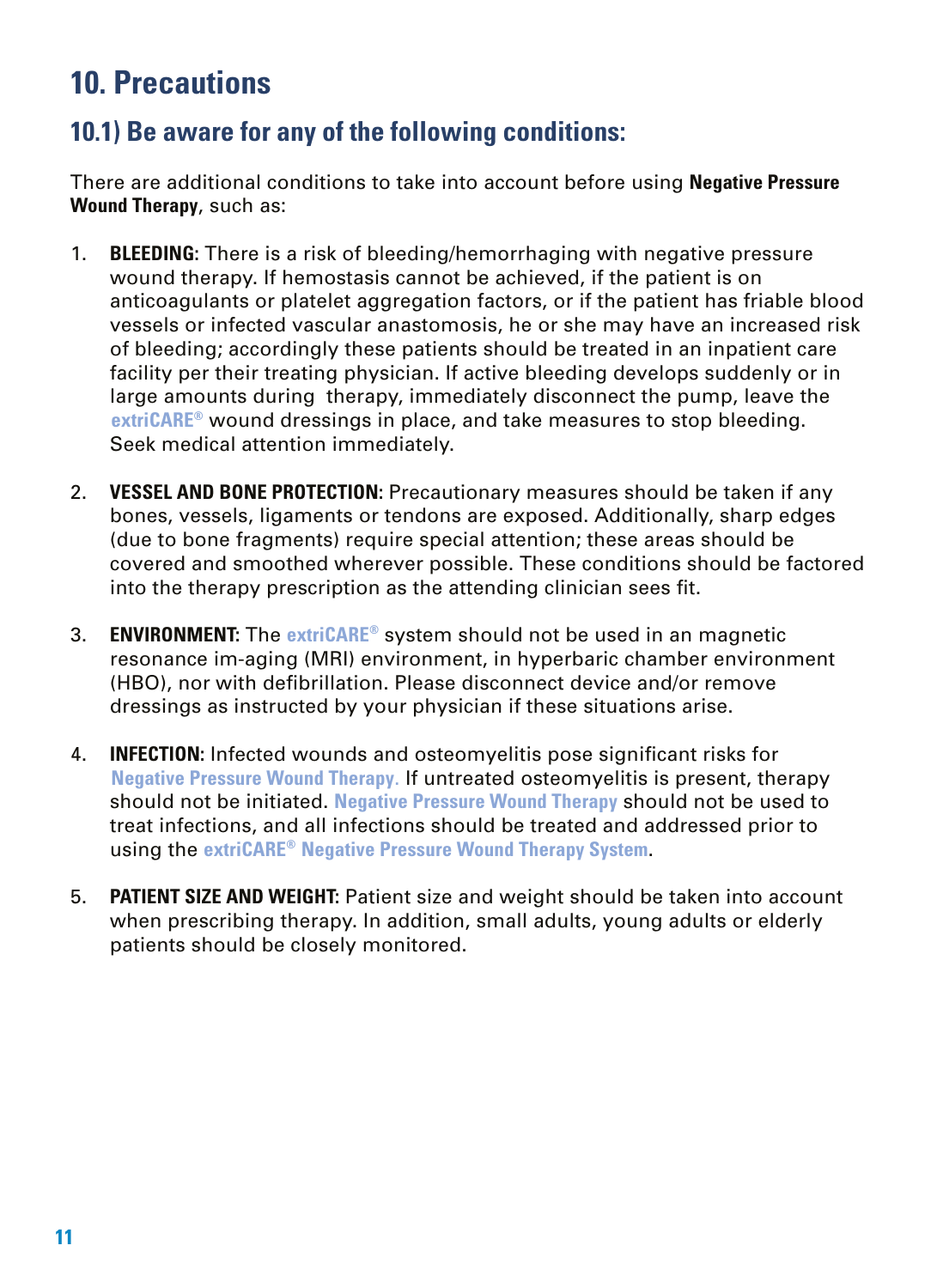# 10. Precautions

## 10.1) Be aware for any of the following conditions:

There are additional conditions to take into account before using **Negative Pressure Wound Therapy**, such as:

1. **BLEEDING:** There is a risk of bleeding/hemorrhaging with negative pressure wound therapy. If hemostasis cannot be achieved, if the patient is on anticoagulants or platelet aggregation factors, or if the patient has friable blood vessels or infected vascular anastomosis, he or she may have an increased risk of bleeding; accordingly these patients should be treated in an inpatient care facility per their treating physician. If active bleeding develops suddenly or in large amounts during therapy, immediately disconnect the pump, leave the extriCARE® wound dressings in place, and take measures to stop bleeding. Seek medical attention immediately.

2. **VESSEL AND BONE PROTECTION:** Precautionary measures should be taken if any bones, vessels, ligaments or tendons are exposed. Additionally, sharp edges (due to bone fragments) require special attention; these areas should be covered and smoothed wherever possible. These conditions should be factored into the therapy prescription as the attending clinician sees fit.

3. **ENVIRONMENT:** The extriCARE® system should not be used in an magnetic resonance im-aging (MRI) environment, in hyperbaric chamber environment (HBO), nor with defibrillation. Please disconnect device and/or remove dressings as instructed by your physician if these situations arise.

4. **INFECTION:** Infected wounds and osteomyelitis pose significant risks for Negative Pressure Wound Therapy. If untreated osteomyelitis is present, therapy should not be initiated. Negative Pressure Wound Therapy should not be used to treat infections, and all infections should be treated and addressed prior to using the extriCARE® Negative Pressure Wound Therapy System.

5. **PATIENT SIZE AND WEIGHT:** Patient size and weight should be taken into account when prescribing therapy. In addition, small adults, young adults or elderly patients should be closely monitored.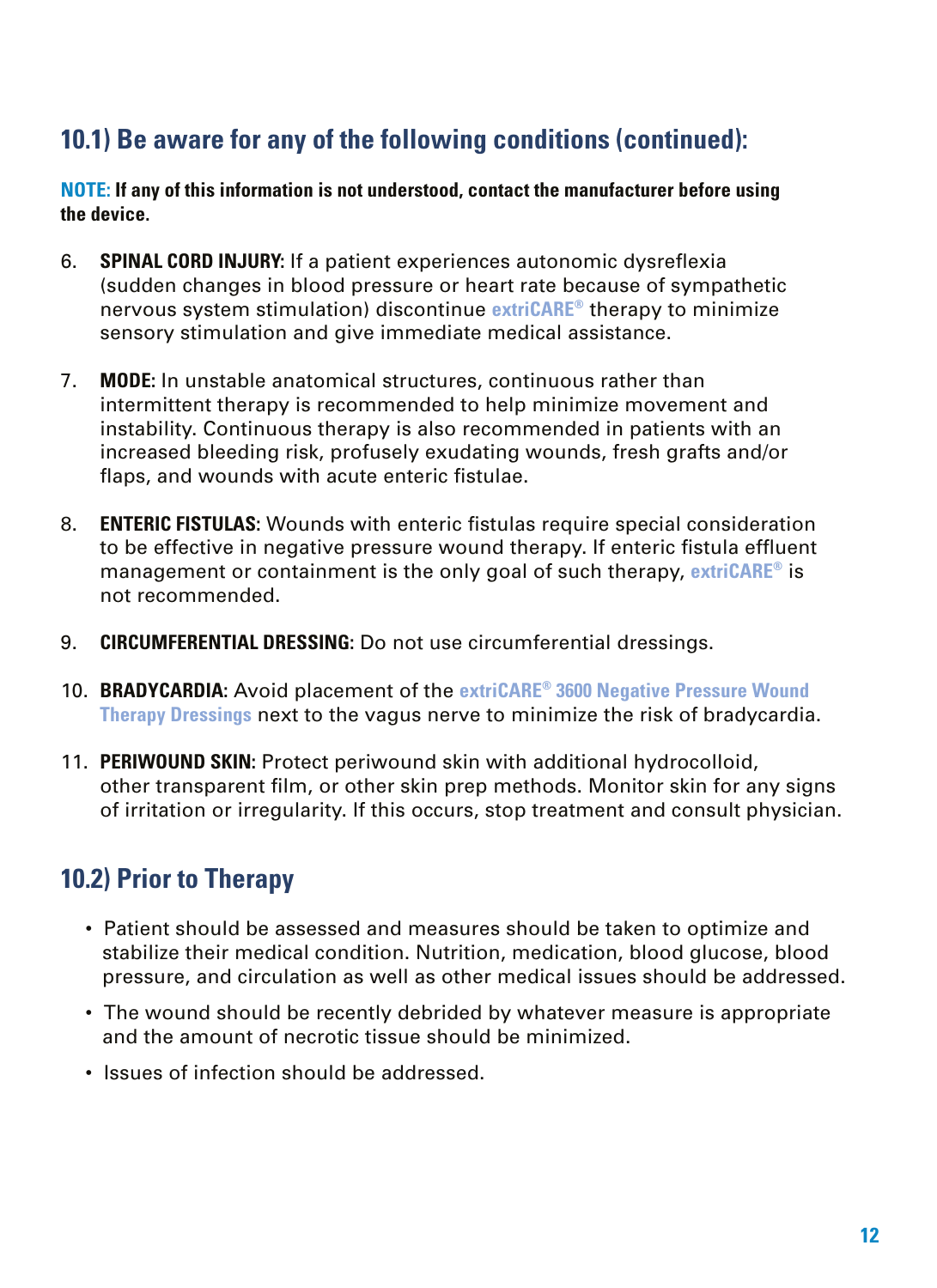## 10.1) Be aware for any of the following conditions (continued):

**NOTE: If any of this information is not understood, contact the manufacturer before using the device.**

6. **SPINAL CORD INJURY:** If a patient experiences autonomic dysreflexia (sudden changes in blood pressure or heart rate because of sympathetic nervous system stimulation) discontinue **extriCARE®** therapy to minimize sensory stimulation and give immediate medical assistance.

7. **MODE:** In unstable anatomical structures, continuous rather than intermittent therapy is recommended to help minimize movement and instability. Continuous therapy is also recommended in patients with an increased bleeding risk, profusely exudating wounds, fresh grafts and/or flaps, and wounds with acute enteric fistulae.

8. **ENTERIC FISTULAS:** Wounds with enteric fistulas require special consideration to be effective in negative pressure wound therapy. If enteric fistula effluent management or containment is the only goal of such therapy, **extriCARE®** is not recommended.

9. **CIRCUMFERENTIAL DRESSING:** Do not use circumferential dressings.

10. **BRADYCARDIA:** Avoid placement of the **extriCARE® 3600 Negative Pressure Wound Therapy Dressings** next to the vagus nerve to minimize the risk of bradycardia.

11. **PERIWOUND SKIN:** Protect periwound skin with additional hydrocolloid, other transparent film, or other skin prep methods. Monitor skin for any signs of irritation or irregularity. If this occurs, stop treatment and consult physician.

## 10.2) Prior to Therapy

- Patient should be assessed and measures should be taken to optimize and stabilize their medical condition. Nutrition, medication, blood glucose, blood pressure, and circulation as well as other medical issues should be addressed.
- The wound should be recently debrided by whatever measure is appropriate and the amount of necrotic tissue should be minimized.
- Issues of infection should be addressed.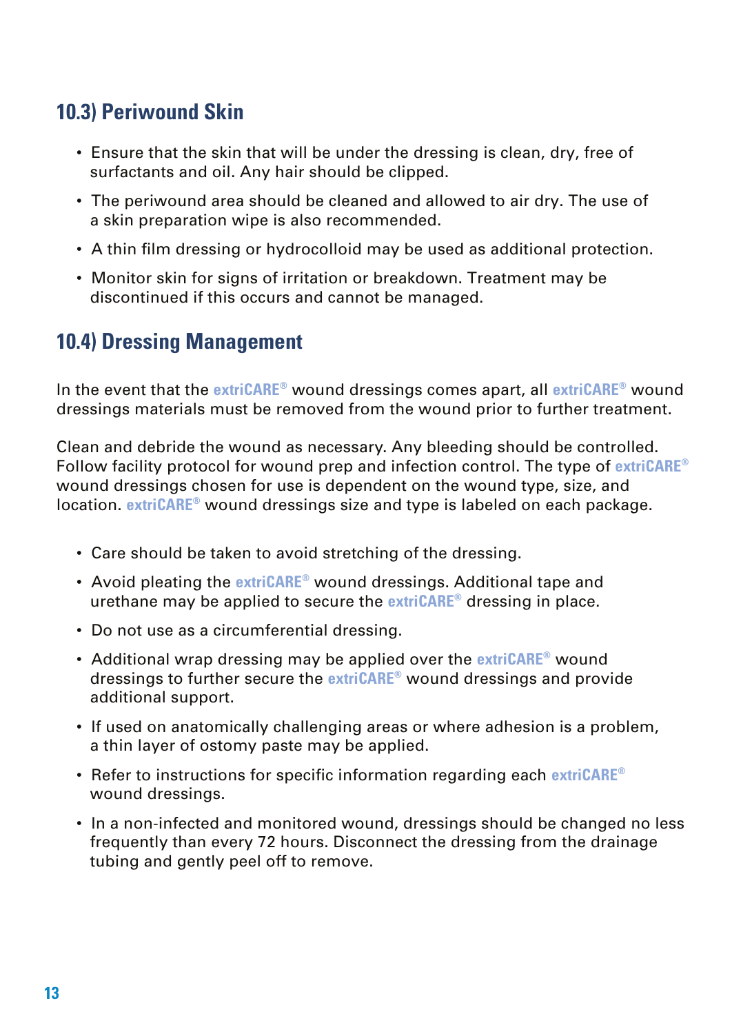## 10.3) Periwound Skin

- Ensure that the skin that will be under the dressing is clean, dry, free of surfactants and oil. Any hair should be clipped.
- The periwound area should be cleaned and allowed to air dry. The use of a skin preparation wipe is also recommended.
- A thin film dressing or hydrocolloid may be used as additional protection.
- Monitor skin for signs of irritation or breakdown. Treatment may be discontinued if this occurs and cannot be managed.

## 10.4) Dressing Management

In the event that the extriCARE® wound dressings comes apart, all extriCARE® wound dressings materials must be removed from the wound prior to further treatment.

Clean and debride the wound as necessary. Any bleeding should be controlled. Follow facility protocol for wound prep and infection control. The type of extriCARE® wound dressings chosen for use is dependent on the wound type, size, and location. extriCARE® wound dressings size and type is labeled on each package.

- Care should be taken to avoid stretching of the dressing.
- Avoid pleating the extriCARE® wound dressings. Additional tape and urethane may be applied to secure the extriCARE® dressing in place.
- Do not use as a circumferential dressing.
- Additional wrap dressing may be applied over the extriCARE® wound dressings to further secure the extriCARE® wound dressings and provide additional support.
- If used on anatomically challenging areas or where adhesion is a problem, a thin layer of ostomy paste may be applied.
- Refer to instructions for specific information regarding each extriCARE® wound dressings.
- In a non-infected and monitored wound, dressings should be changed no less frequently than every 72 hours. Disconnect the dressing from the drainage tubing and gently peel off to remove.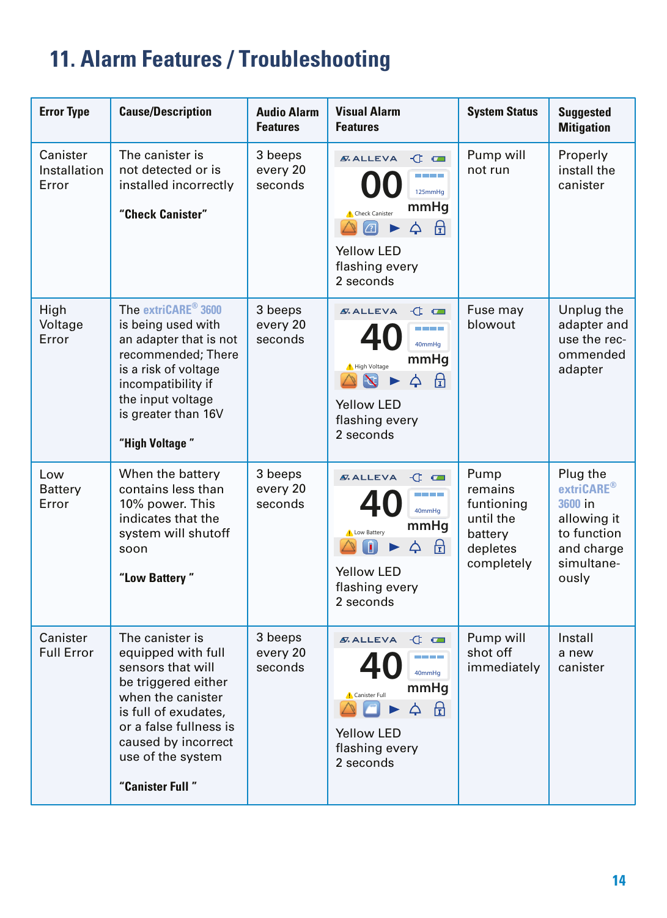# 11. Alarm Features / Troubleshooting

| Error Type | Cause/Description | Audio Alarm Features | Visual Alarm Features | System Status | Suggested Mitigation |
|---|---|---|---|---|---|
| Canister Installation Error | The canister is not detected or is installed incorrectly<br><br>**"Check Canister"** | 3 beeps every 20 seconds | ALLEVA 00 125mmHg mmHg Check Canister<br><br>Yellow LED flashing every 2 seconds | Pump will not run | Properly install the canister |
| High Voltage Error | The extriCARE® 3600 is being used with an adapter that is not recommended; There is a risk of voltage incompatibility if the input voltage is greater than 16V<br><br>**"High Voltage "** | 3 beeps every 20 seconds | ALLEVA 40 40mmHg mmHg High Voltage<br><br>Yellow LED flashing every 2 seconds | Fuse may blowout | Unplug the adapter and use the recommended adapter |
| Low Battery Error | When the battery contains less than 10% power. This indicates that the system will shutoff soon<br><br>**"Low Battery "** | 3 beeps every 20 seconds | ALLEVA 40 40mmHg mmHg Low Battery<br><br>Yellow LED flashing every 2 seconds | Pump remains funtioning until the battery depletes completely | Plug the extriCARE® 3600 in allowing it to function and charge simultaneously |
| Canister Full Error | The canister is equipped with full sensors that will be triggered either when the canister is full of exudates, or a false fullness is caused by incorrect use of the system<br><br>**"Canister Full "** | 3 beeps every 20 seconds | ALLEVA 40 40mmHg mmHg Canister Full<br><br>Yellow LED flashing every 2 seconds | Pump will shot off immediately | Install a new canister |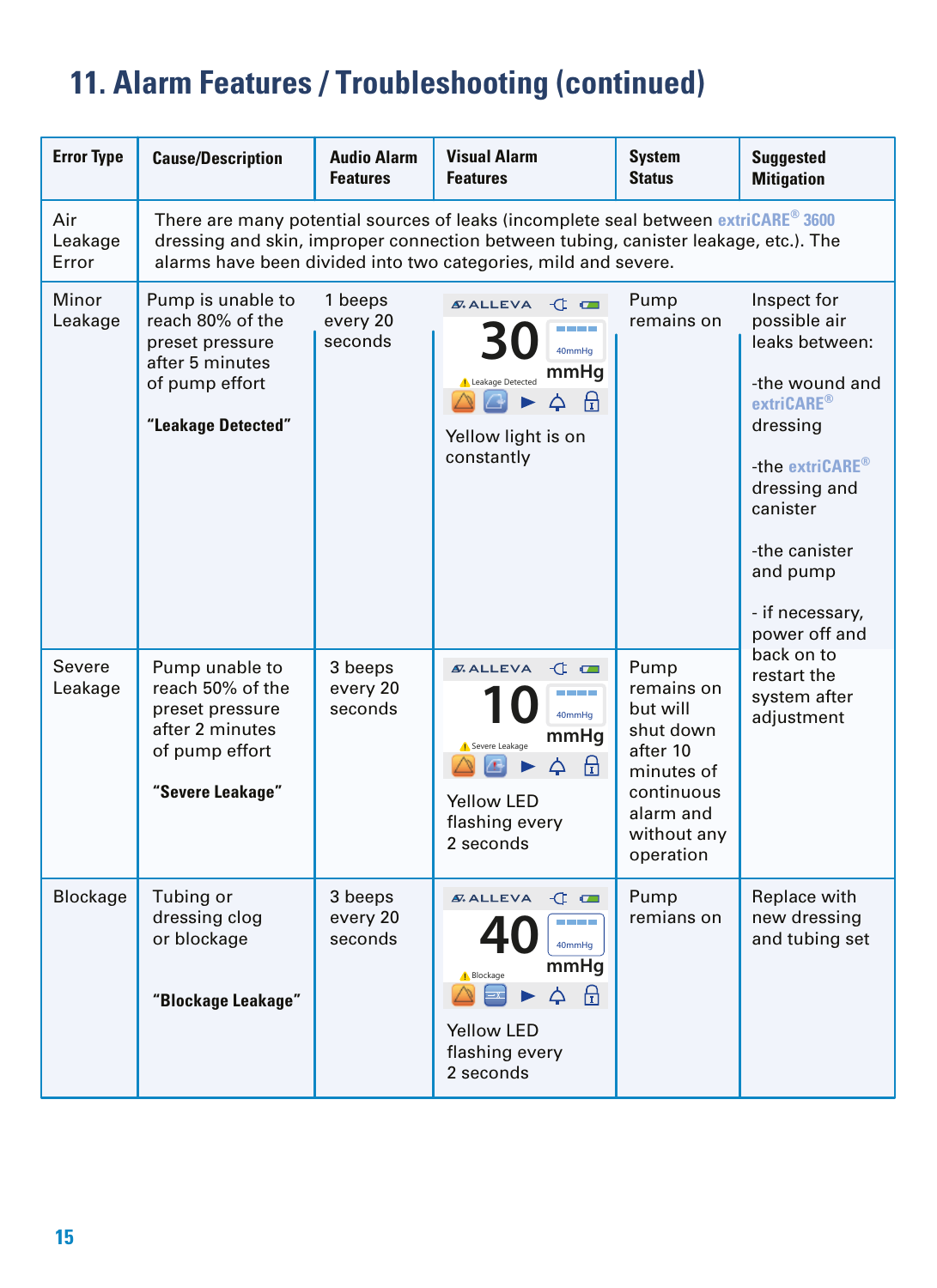# 11. Alarm Features / Troubleshooting (continued)

| Error Type | Cause/Description | Audio Alarm Features | Visual Alarm Features | System Status | Suggested Mitigation |
|---|---|---|---|---|---|
| Air Leakage Error | There are many potential sources of leaks (incomplete seal between extriCARE® 3600 dressing and skin, improper connection between tubing, canister leakage, etc.). The alarms have been divided into two categories, mild and severe. | | | | |
| Minor Leakage | Pump is unable to reach 80% of the preset pressure after 5 minutes of pump effort<br><br>**"Leakage Detected"** | 1 beeps every 20 seconds | ALLEVA 30 mmHg 40mmHg Leakage Detected<br><br>Yellow light is on constantly | Pump remains on | Inspect for possible air leaks between:<br><br>-the wound and extriCARE® dressing<br><br>-the extriCARE® dressing and canister<br><br>-the canister and pump<br><br>- if necessary, power off and back on to restart the system after adjustment |
| Severe Leakage | Pump unable to reach 50% of the preset pressure after 2 minutes of pump effort<br><br>**"Severe Leakage"** | 3 beeps every 20 seconds | ALLEVA 10 mmHg 40mmHg Severe Leakage<br><br>Yellow LED flashing every 2 seconds | Pump remains on but will shut down after 10 minutes of continuous alarm and without any operation | |
| Blockage | Tubing or dressing clog or blockage<br><br>**"Blockage Leakage"** | 3 beeps every 20 seconds | ALLEVA 40 mmHg 40mmHg Blockage<br><br>Yellow LED flashing every 2 seconds | Pump remians on | Replace with new dressing and tubing set |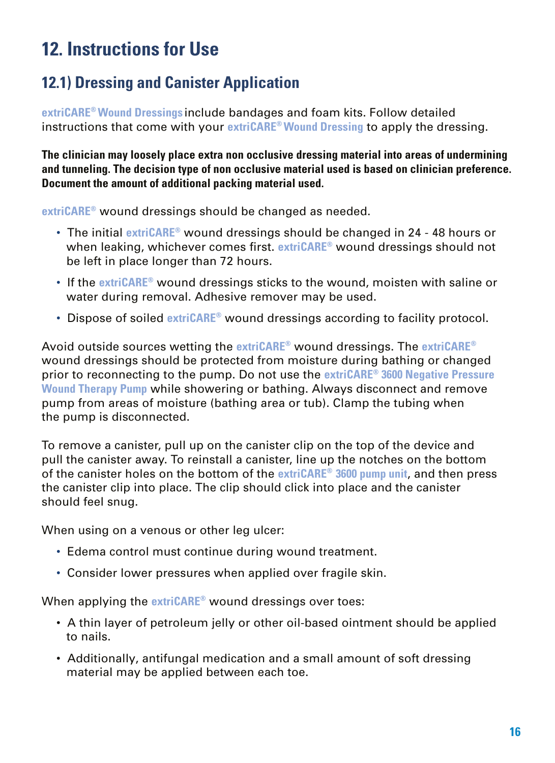# 12. Instructions for Use

## 12.1) Dressing and Canister Application

extriCARE® Wound Dressings include bandages and foam kits. Follow detailed instructions that come with your extriCARE® Wound Dressing to apply the dressing.

**The clinician may loosely place extra non occlusive dressing material into areas of undermining and tunneling. The decision type of non occlusive material used is based on clinician preference. Document the amount of additional packing material used.**

extriCARE® wound dressings should be changed as needed.

- The initial extriCARE® wound dressings should be changed in 24 - 48 hours or when leaking, whichever comes first. extriCARE® wound dressings should not be left in place longer than 72 hours.
- If the extriCARE® wound dressings sticks to the wound, moisten with saline or water during removal. Adhesive remover may be used.
- Dispose of soiled extriCARE® wound dressings according to facility protocol.

Avoid outside sources wetting the extriCARE® wound dressings. The extriCARE® wound dressings should be protected from moisture during bathing or changed prior to reconnecting to the pump. Do not use the extriCARE® 3600 Negative Pressure Wound Therapy Pump while showering or bathing. Always disconnect and remove pump from areas of moisture (bathing area or tub). Clamp the tubing when the pump is disconnected.

To remove a canister, pull up on the canister clip on the top of the device and pull the canister away. To reinstall a canister, line up the notches on the bottom of the canister holes on the bottom of the extriCARE® 3600 pump unit, and then press the canister clip into place. The clip should click into place and the canister should feel snug.

When using on a venous or other leg ulcer:

- Edema control must continue during wound treatment.
- Consider lower pressures when applied over fragile skin.

When applying the extriCARE® wound dressings over toes:

- A thin layer of petroleum jelly or other oil-based ointment should be applied to nails.
- Additionally, antifungal medication and a small amount of soft dressing material may be applied between each toe.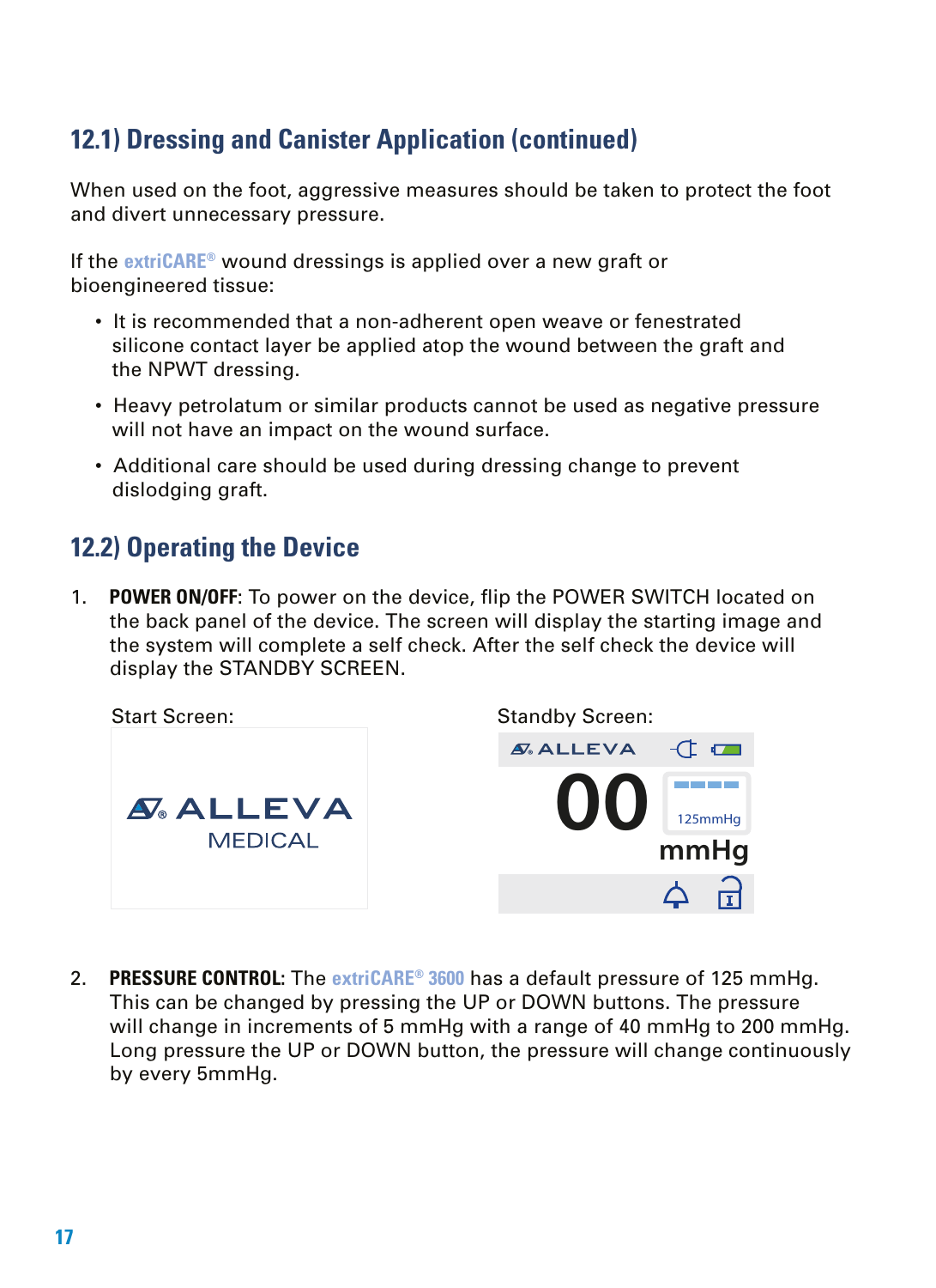## 12.1) Dressing and Canister Application (continued)

When used on the foot, aggressive measures should be taken to protect the foot and divert unnecessary pressure.

If the extriCARE® wound dressings is applied over a new graft or bioengineered tissue:

- It is recommended that a non-adherent open weave or fenestrated silicone contact layer be applied atop the wound between the graft and the NPWT dressing.
- Heavy petrolatum or similar products cannot be used as negative pressure will not have an impact on the wound surface.
- Additional care should be used during dressing change to prevent dislodging graft.

## 12.2) Operating the Device

1. **POWER ON/OFF**: To power on the device, flip the POWER SWITCH located on the back panel of the device. The screen will display the starting image and the system will complete a self check. After the self check the device will display the STANDBY SCREEN.

   Start Screen:

   ALLEVA
   MEDICAL

   Standby Screen:

   ALLEVA
   00
   125mmHg
   mmHg

2. **PRESSURE CONTROL**: The extriCARE® 3600 has a default pressure of 125 mmHg. This can be changed by pressing the UP or DOWN buttons. The pressure will change in increments of 5 mmHg with a range of 40 mmHg to 200 mmHg. Long pressure the UP or DOWN button, the pressure will change continuously by every 5mmHg.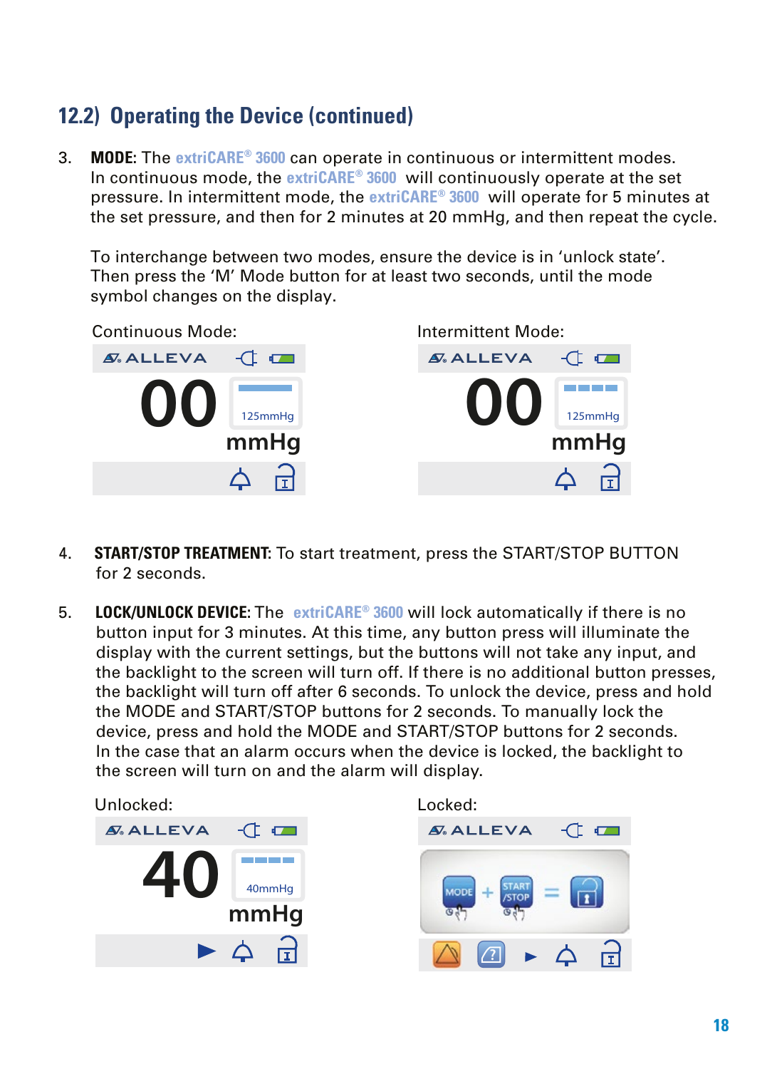## 12.2) Operating the Device (continued)

3. **MODE**: The extriCARE® 3600 can operate in continuous or intermittent modes. In continuous mode, the extriCARE® 3600 will continuously operate at the set pressure. In intermittent mode, the extriCARE® 3600 will operate for 5 minutes at the set pressure, and then for 2 minutes at 20 mmHg, and then repeat the cycle.

   To interchange between two modes, ensure the device is in 'unlock state'. Then press the 'M' Mode button for at least two seconds, until the mode symbol changes on the display.

   Continuous Mode:

   ALLEVA
   00
   125mmHg
   mmHg

   Intermittent Mode:

   ALLEVA
   00
   125mmHg
   mmHg

4. **START/STOP TREATMENT:** To start treatment, press the START/STOP BUTTON for 2 seconds.

5. **LOCK/UNLOCK DEVICE:** The extriCARE® 3600 will lock automatically if there is no button input for 3 minutes. At this time, any button press will illuminate the display with the current settings, but the buttons will not take any input, and the backlight to the screen will turn off. If there is no additional button presses, the backlight will turn off after 6 seconds. To unlock the device, press and hold the MODE and START/STOP buttons for 2 seconds. To manually lock the device, press and hold the MODE and START/STOP buttons for 2 seconds. In the case that an alarm occurs when the device is locked, the backlight to the screen will turn on and the alarm will display.

   Unlocked:

   ALLEVA
   40
   40mmHg
   mmHg

   Locked:

   ALLEVA
   MODE + START/STOP =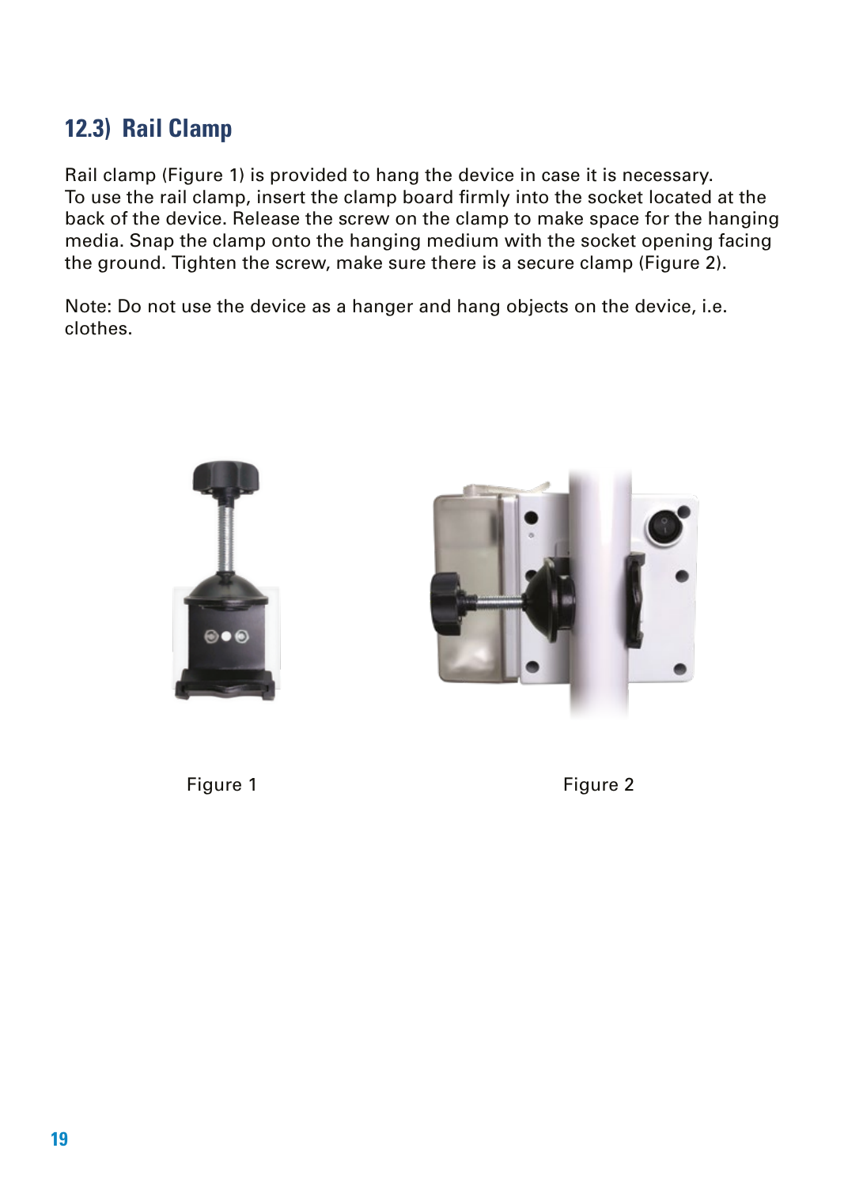## 12.3) Rail Clamp

Rail clamp (Figure 1) is provided to hang the device in case it is necessary.
To use the rail clamp, insert the clamp board firmly into the socket located at the back of the device. Release the screw on the clamp to make space for the hanging media. Snap the clamp onto the hanging medium with the socket opening facing the ground. Tighten the screw, make sure there is a secure clamp (Figure 2).

Note: Do not use the device as a hanger and hang objects on the device, i.e. clothes.

Figure 1

Figure 2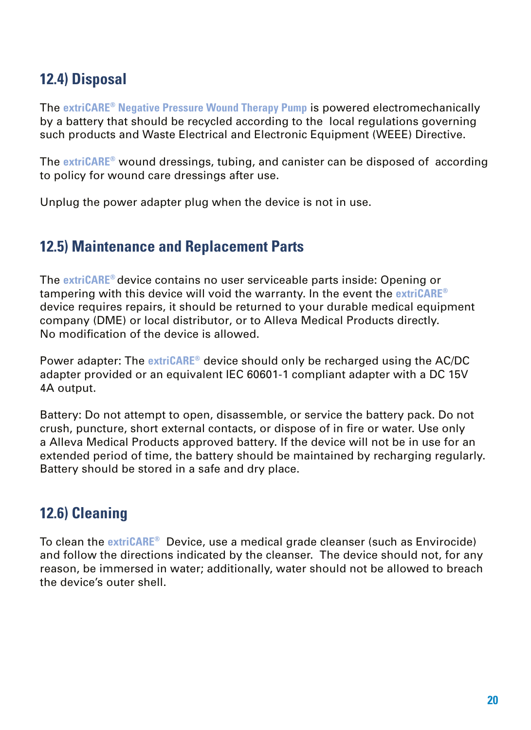## 12.4) Disposal

The extriCARE® Negative Pressure Wound Therapy Pump is powered electromechanically by a battery that should be recycled according to the local regulations governing such products and Waste Electrical and Electronic Equipment (WEEE) Directive.

The extriCARE® wound dressings, tubing, and canister can be disposed of according to policy for wound care dressings after use.

Unplug the power adapter plug when the device is not in use.

## 12.5) Maintenance and Replacement Parts

The extriCARE® device contains no user serviceable parts inside: Opening or tampering with this device will void the warranty. In the event the extriCARE® device requires repairs, it should be returned to your durable medical equipment company (DME) or local distributor, or to Alleva Medical Products directly. No modification of the device is allowed.

Power adapter: The extriCARE® device should only be recharged using the AC/DC adapter provided or an equivalent IEC 60601-1 compliant adapter with a DC 15V 4A output.

Battery: Do not attempt to open, disassemble, or service the battery pack. Do not crush, puncture, short external contacts, or dispose of in fire or water. Use only a Alleva Medical Products approved battery. If the device will not be in use for an extended period of time, the battery should be maintained by recharging regularly. Battery should be stored in a safe and dry place.

## 12.6) Cleaning

To clean the extriCARE® Device, use a medical grade cleanser (such as Envirocide) and follow the directions indicated by the cleanser. The device should not, for any reason, be immersed in water; additionally, water should not be allowed to breach the device's outer shell.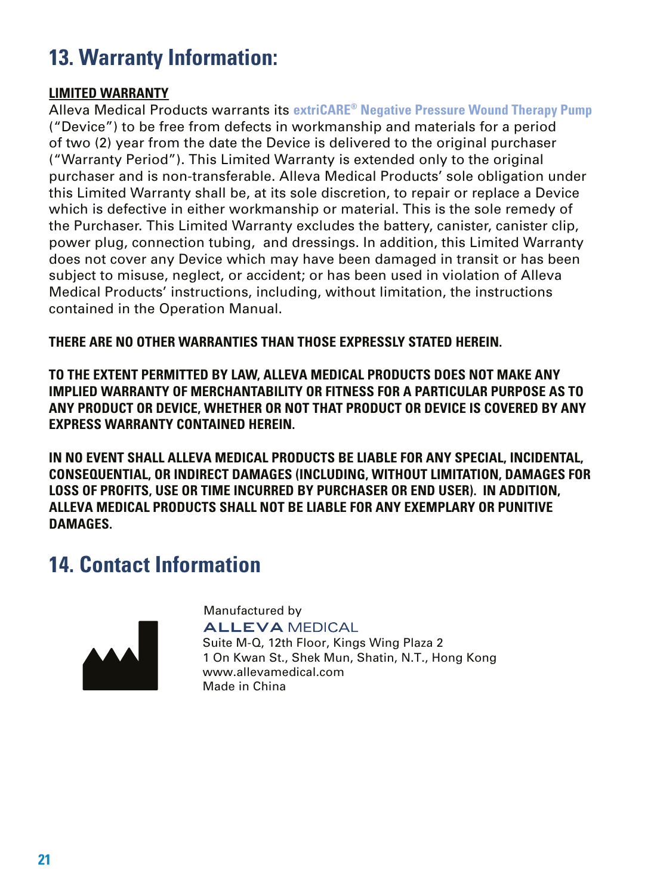## 13. Warranty Information:

**LIMITED WARRANTY**

Alleva Medical Products warrants its **extriCARE® Negative Pressure Wound Therapy Pump** ("Device") to be free from defects in workmanship and materials for a period of two (2) year from the date the Device is delivered to the original purchaser ("Warranty Period"). This Limited Warranty is extended only to the original purchaser and is non-transferable. Alleva Medical Products' sole obligation under this Limited Warranty shall be, at its sole discretion, to repair or replace a Device which is defective in either workmanship or material. This is the sole remedy of the Purchaser. This Limited Warranty excludes the battery, canister, canister clip, power plug, connection tubing, and dressings. In addition, this Limited Warranty does not cover any Device which may have been damaged in transit or has been subject to misuse, neglect, or accident; or has been used in violation of Alleva Medical Products' instructions, including, without limitation, the instructions contained in the Operation Manual.

**THERE ARE NO OTHER WARRANTIES THAN THOSE EXPRESSLY STATED HEREIN.**

**TO THE EXTENT PERMITTED BY LAW, ALLEVA MEDICAL PRODUCTS DOES NOT MAKE ANY IMPLIED WARRANTY OF MERCHANTABILITY OR FITNESS FOR A PARTICULAR PURPOSE AS TO ANY PRODUCT OR DEVICE, WHETHER OR NOT THAT PRODUCT OR DEVICE IS COVERED BY ANY EXPRESS WARRANTY CONTAINED HEREIN.**

**IN NO EVENT SHALL ALLEVA MEDICAL PRODUCTS BE LIABLE FOR ANY SPECIAL, INCIDENTAL, CONSEQUENTIAL, OR INDIRECT DAMAGES (INCLUDING, WITHOUT LIMITATION, DAMAGES FOR LOSS OF PROFITS, USE OR TIME INCURRED BY PURCHASER OR END USER). IN ADDITION, ALLEVA MEDICAL PRODUCTS SHALL NOT BE LIABLE FOR ANY EXEMPLARY OR PUNITIVE DAMAGES.**

## 14. Contact Information

Manufactured by
ALLEVA MEDICAL
Suite M-Q, 12th Floor, Kings Wing Plaza 2
1 On Kwan St., Shek Mun, Shatin, N.T., Hong Kong
www.allevamedical.com
Made in China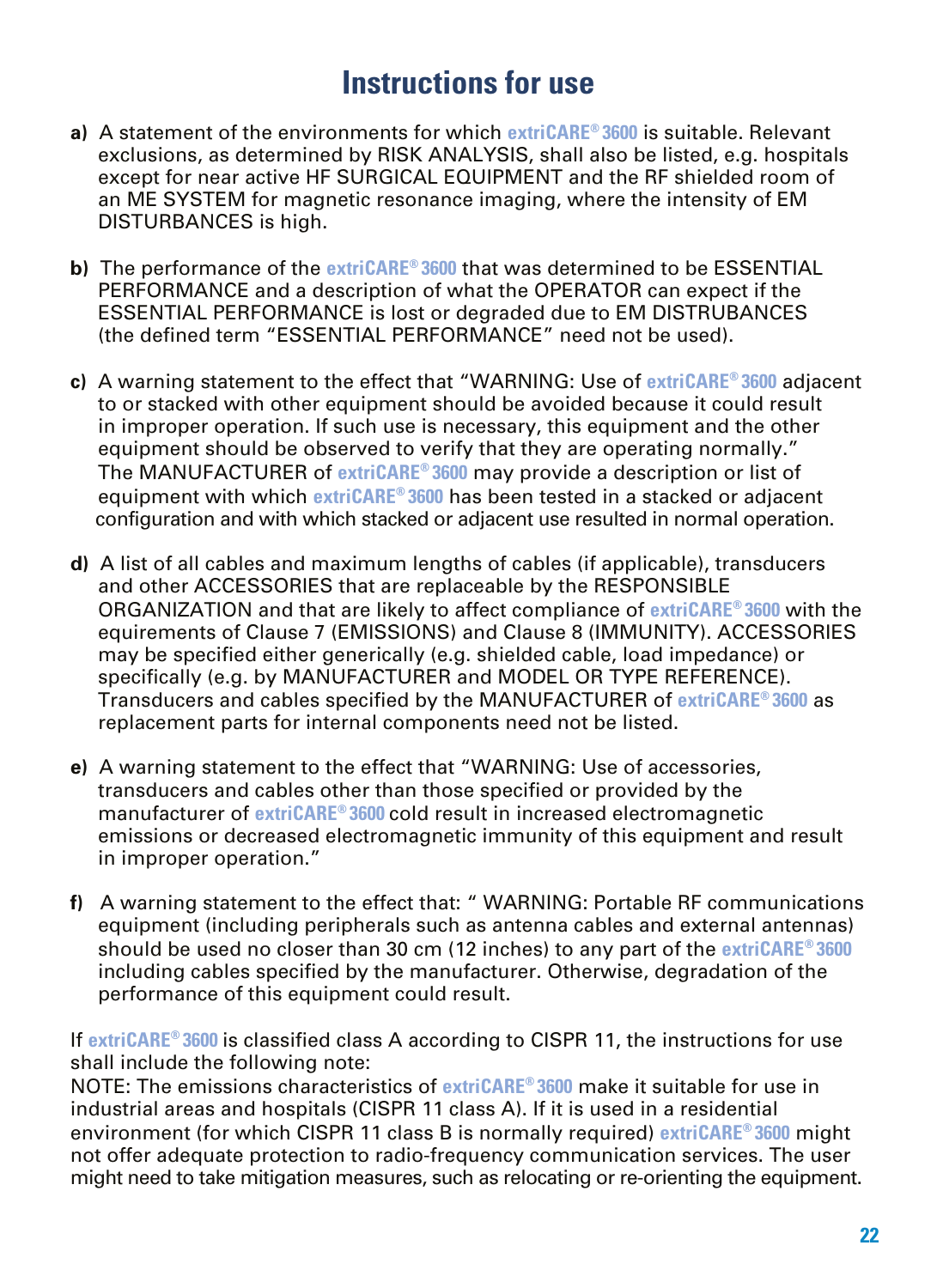# Instructions for use

**a)** A statement of the environments for which extriCARE® 3600 is suitable. Relevant exclusions, as determined by RISK ANALYSIS, shall also be listed, e.g. hospitals except for near active HF SURGICAL EQUIPMENT and the RF shielded room of an ME SYSTEM for magnetic resonance imaging, where the intensity of EM DISTURBANCES is high.

**b)** The performance of the extriCARE® 3600 that was determined to be ESSENTIAL PERFORMANCE and a description of what the OPERATOR can expect if the ESSENTIAL PERFORMANCE is lost or degraded due to EM DISTRUBANCES (the defined term "ESSENTIAL PERFORMANCE" need not be used).

**c)** A warning statement to the effect that "WARNING: Use of extriCARE® 3600 adjacent to or stacked with other equipment should be avoided because it could result in improper operation. If such use is necessary, this equipment and the other equipment should be observed to verify that they are operating normally." The MANUFACTURER of extriCARE® 3600 may provide a description or list of equipment with which extriCARE® 3600 has been tested in a stacked or adjacent configuration and with which stacked or adjacent use resulted in normal operation.

**d)** A list of all cables and maximum lengths of cables (if applicable), transducers and other ACCESSORIES that are replaceable by the RESPONSIBLE ORGANIZATION and that are likely to affect compliance of extriCARE® 3600 with the equirements of Clause 7 (EMISSIONS) and Clause 8 (IMMUNITY). ACCESSORIES may be specified either generically (e.g. shielded cable, load impedance) or specifically (e.g. by MANUFACTURER and MODEL OR TYPE REFERENCE). Transducers and cables specified by the MANUFACTURER of extriCARE® 3600 as replacement parts for internal components need not be listed.

**e)** A warning statement to the effect that "WARNING: Use of accessories, transducers and cables other than those specified or provided by the manufacturer of extriCARE® 3600 cold result in increased electromagnetic emissions or decreased electromagnetic immunity of this equipment and result in improper operation."

**f)** A warning statement to the effect that: " WARNING: Portable RF communications equipment (including peripherals such as antenna cables and external antennas) should be used no closer than 30 cm (12 inches) to any part of the extriCARE® 3600 including cables specified by the manufacturer. Otherwise, degradation of the performance of this equipment could result.

If extriCARE® 3600 is classified class A according to CISPR 11, the instructions for use shall include the following note:
NOTE: The emissions characteristics of extriCARE® 3600 make it suitable for use in industrial areas and hospitals (CISPR 11 class A). If it is used in a residential environment (for which CISPR 11 class B is normally required) extriCARE® 3600 might not offer adequate protection to radio-frequency communication services. The user might need to take mitigation measures, such as relocating or re-orienting the equipment.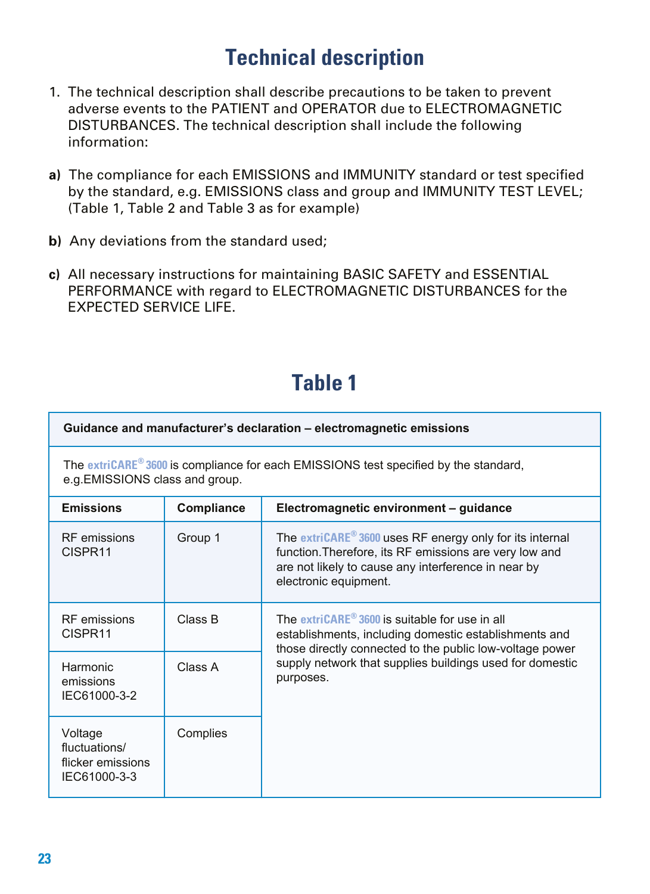# Technical description

1. The technical description shall describe precautions to be taken to prevent adverse events to the PATIENT and OPERATOR due to ELECTROMAGNETIC DISTURBANCES. The technical description shall include the following information:

**a)** The compliance for each EMISSIONS and IMMUNITY standard or test specified by the standard, e.g. EMISSIONS class and group and IMMUNITY TEST LEVEL; (Table 1, Table 2 and Table 3 as for example)

**b)** Any deviations from the standard used;

**c)** All necessary instructions for maintaining BASIC SAFETY and ESSENTIAL PERFORMANCE with regard to ELECTROMAGNETIC DISTURBANCES for the EXPECTED SERVICE LIFE.

## Table 1

| **Guidance and manufacturer's declaration – electromagnetic emissions** | | |
|---|---|---|
| The extriCARE® 3600 is compliance for each EMISSIONS test specified by the standard, e.g.EMISSIONS class and group. | | |
| **Emissions** | **Compliance** | **Electromagnetic environment – guidance** |
| RF emissions CISPR11 | Group 1 | The extriCARE® 3600 uses RF energy only for its internal function.Therefore, its RF emissions are very low and are not likely to cause any interference in near by electronic equipment. |
| RF emissions CISPR11 | Class B | The extriCARE® 3600 is suitable for use in all establishments, including domestic establishments and those directly connected to the public low-voltage power supply network that supplies buildings used for domestic purposes. |
| Harmonic emissions IEC61000-3-2 | Class A | |
| Voltage fluctuations/ flicker emissions IEC61000-3-3 | Complies | |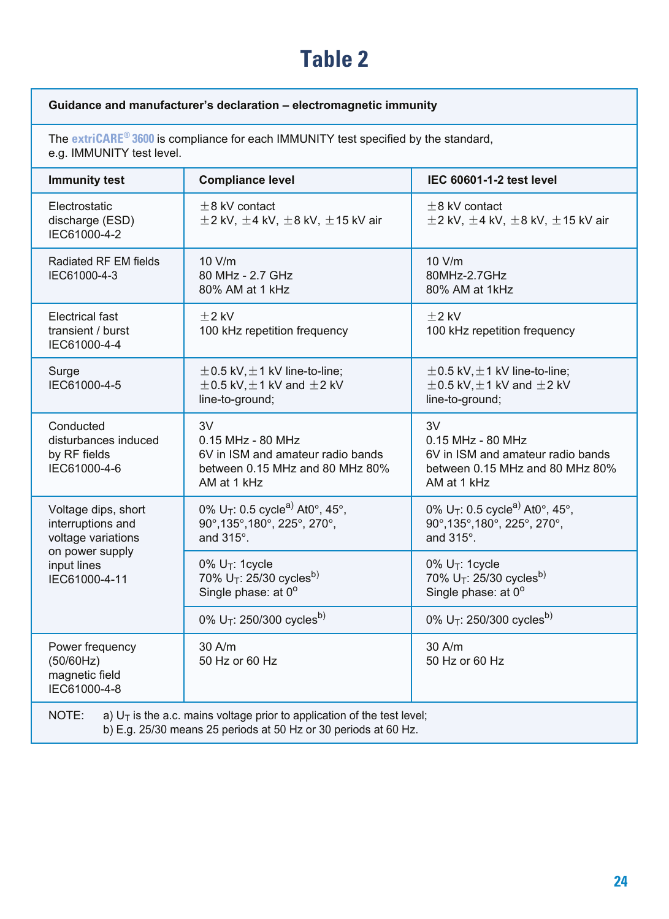# Table 2

| Guidance and manufacturer's declaration – electromagnetic immunity | | |
|---|---|---|
| The extriCARE® 3600 is compliance for each IMMUNITY test specified by the standard, e.g. IMMUNITY test level. | | |
| **Immunity test** | **Compliance level** | **IEC 60601-1-2 test level** |
| Electrostatic discharge (ESD) IEC61000-4-2 | ±8 kV contact<br>±2 kV, ±4 kV, ±8 kV, ±15 kV air | ±8 kV contact<br>±2 kV, ±4 kV, ±8 kV, ±15 kV air |
| Radiated RF EM fields IEC61000-4-3 | 10 V/m<br>80 MHz - 2.7 GHz<br>80% AM at 1 kHz | 10 V/m<br>80MHz-2.7GHz<br>80% AM at 1kHz |
| Electrical fast transient / burst IEC61000-4-4 | ±2 kV<br>100 kHz repetition frequency | ±2 kV<br>100 kHz repetition frequency |
| Surge IEC61000-4-5 | ±0.5 kV,±1 kV line-to-line;<br>±0.5 kV,±1 kV and ±2 kV line-to-ground; | ±0.5 kV,±1 kV line-to-line;<br>±0.5 kV,±1 kV and ±2 kV line-to-ground; |
| Conducted disturbances induced by RF fields IEC61000-4-6 | 3V<br>0.15 MHz - 80 MHz<br>6V in ISM and amateur radio bands between 0.15 MHz and 80 MHz 80% AM at 1 kHz | 3V<br>0.15 MHz - 80 MHz<br>6V in ISM and amateur radio bands between 0.15 MHz and 80 MHz 80% AM at 1 kHz |
| Voltage dips, short interruptions and voltage variations on power supply input lines IEC61000-4-11 | 0% $U_T$: 0.5 cycle[a)] At0°, 45°, 90°,135°,180°, 225°, 270°, and 315°. | 0% $U_T$: 0.5 cycle[a)] At0°, 45°, 90°,135°,180°, 225°, 270°, and 315°. |
| | 0% $U_T$: 1cycle<br>70% $U_T$: 25/30 cycles[b)]<br>Single phase: at 0° | 0% $U_T$: 1cycle<br>70% $U_T$: 25/30 cycles[b)]<br>Single phase: at 0° |
| | 0% $U_T$: 250/300 cycles[b)] | 0% $U_T$: 250/300 cycles[b)] |
| Power frequency (50/60Hz) magnetic field IEC61000-4-8 | 30 A/m<br>50 Hz or 60 Hz | 30 A/m<br>50 Hz or 60 Hz |
| NOTE: a) $U_T$ is the a.c. mains voltage prior to application of the test level;<br>b) E.g. 25/30 means 25 periods at 50 Hz or 30 periods at 60 Hz. | | |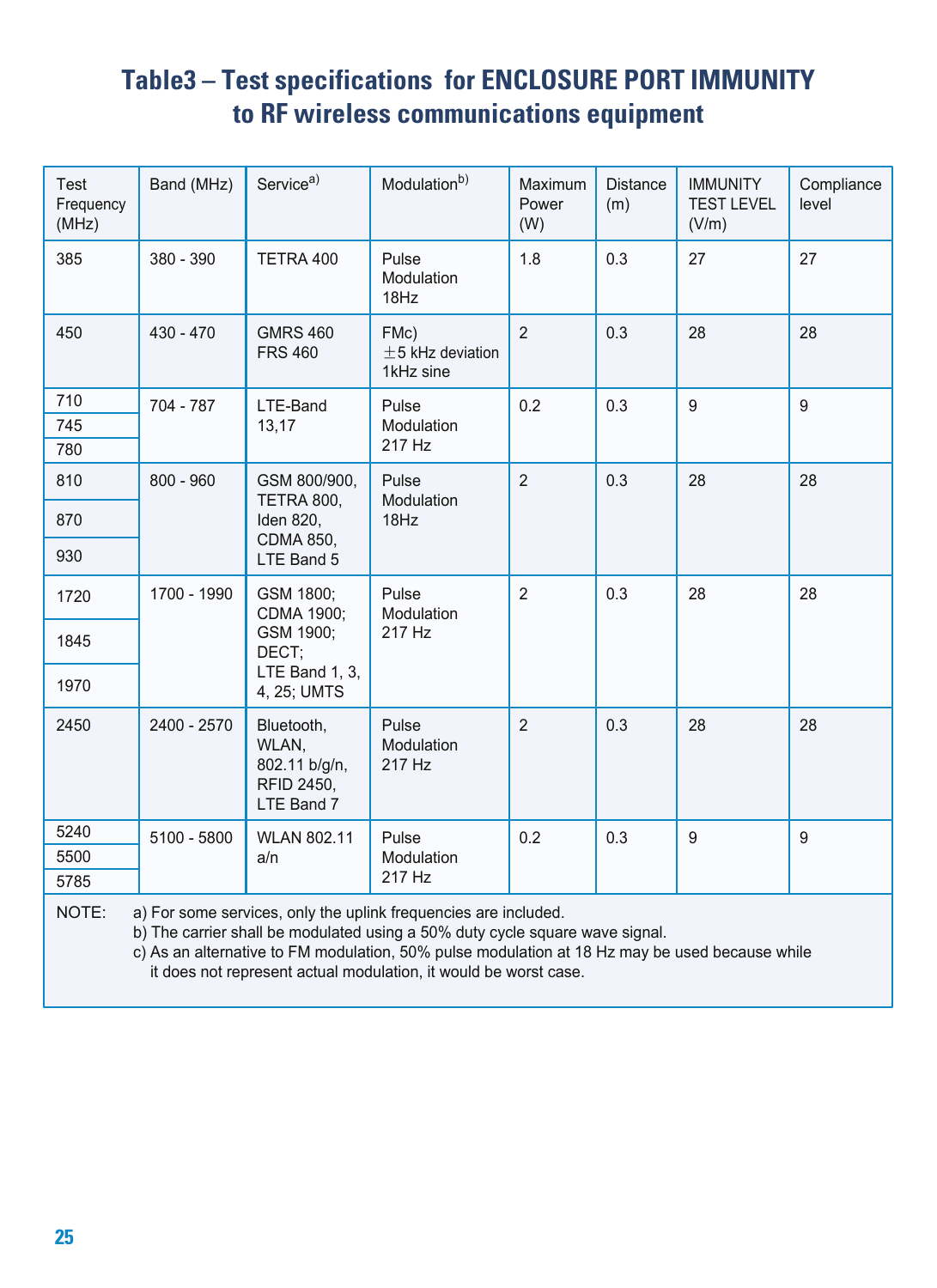# Table3 – Test specifications for ENCLOSURE PORT IMMUNITY to RF wireless communications equipment

| Test Frequency (MHz) | Band (MHz) | Service[a)] | Modulation[b)] | Maximum Power (W) | Distance (m) | IMMUNITY TEST LEVEL (V/m) | Compliance level |
|---|---|---|---|---|---|---|---|
| 385 | 380 - 390 | TETRA 400 | Pulse Modulation 18Hz | 1.8 | 0.3 | 27 | 27 |
| 450 | 430 - 470 | GMRS 460 FRS 460 | FMc) ±5 kHz deviation 1kHz sine | 2 | 0.3 | 28 | 28 |
| 710 | 704 - 787 | LTE-Band 13,17 | Pulse Modulation 217 Hz | 0.2 | 0.3 | 9 | 9 |
| 745 | | | | | | | |
| 780 | | | | | | | |
| 810 | 800 - 960 | GSM 800/900, TETRA 800, Iden 820, CDMA 850, LTE Band 5 | Pulse Modulation 18Hz | 2 | 0.3 | 28 | 28 |
| 870 | | | | | | | |
| 930 | | | | | | | |
| 1720 | 1700 - 1990 | GSM 1800; CDMA 1900; GSM 1900; DECT; LTE Band 1, 3, 4, 25; UMTS | Pulse Modulation 217 Hz | 2 | 0.3 | 28 | 28 |
| 1845 | | | | | | | |
| 1970 | | | | | | | |
| 2450 | 2400 - 2570 | Bluetooth, WLAN, 802.11 b/g/n, RFID 2450, LTE Band 7 | Pulse Modulation 217 Hz | 2 | 0.3 | 28 | 28 |
| 5240 | 5100 - 5800 | WLAN 802.11 a/n | Pulse Modulation 217 Hz | 0.2 | 0.3 | 9 | 9 |
| 5500 | | | | | | | |
| 5785 | | | | | | | |

NOTE:
a) For some services, only the uplink frequencies are included.
b) The carrier shall be modulated using a 50% duty cycle square wave signal.
c) As an alternative to FM modulation, 50% pulse modulation at 18 Hz may be used because while it does not represent actual modulation, it would be worst case.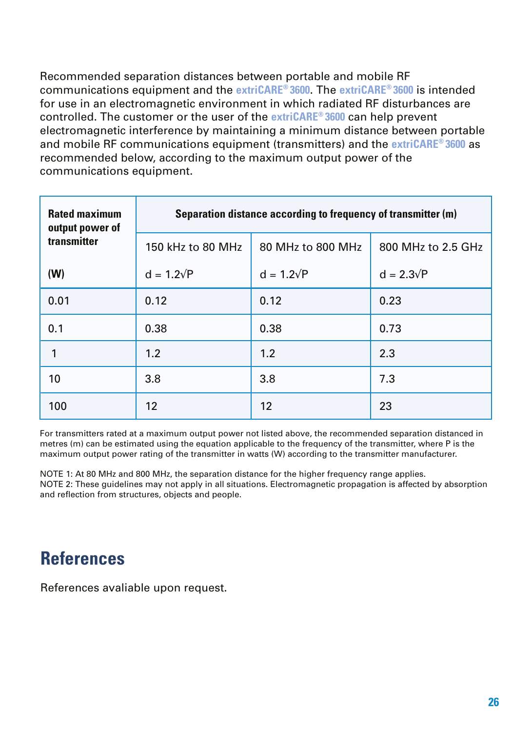Recommended separation distances between portable and mobile RF communications equipment and the **extriCARE® 3600**. The **extriCARE® 3600** is intended for use in an electromagnetic environment in which radiated RF disturbances are controlled. The customer or the user of the **extriCARE® 3600** can help prevent electromagnetic interference by maintaining a minimum distance between portable and mobile RF communications equipment (transmitters) and the **extriCARE® 3600** as recommended below, according to the maximum output power of the communications equipment.

| **Rated maximum output power of transmitter (W)** | **Separation distance according to frequency of transmitter (m)** | | |
|---|---|---|---|
| | 150 kHz to 80 MHz<br>$d = 1.2\sqrt{P}$ | 80 MHz to 800 MHz<br>$d = 1.2\sqrt{P}$ | 800 MHz to 2.5 GHz<br>$d = 2.3\sqrt{P}$ |
| 0.01 | 0.12 | 0.12 | 0.23 |
| 0.1 | 0.38 | 0.38 | 0.73 |
| 1 | 1.2 | 1.2 | 2.3 |
| 10 | 3.8 | 3.8 | 7.3 |
| 100 | 12 | 12 | 23 |

For transmitters rated at a maximum output power not listed above, the recommended separation distanced in metres (m) can be estimated using the equation applicable to the frequency of the transmitter, where P is the maximum output power rating of the transmitter in watts (W) according to the transmitter manufacturer.

NOTE 1: At 80 MHz and 800 MHz, the separation distance for the higher frequency range applies.
NOTE 2: These guidelines may not apply in all situations. Electromagnetic propagation is affected by absorption and reflection from structures, objects and people.

# References

References avaliable upon request.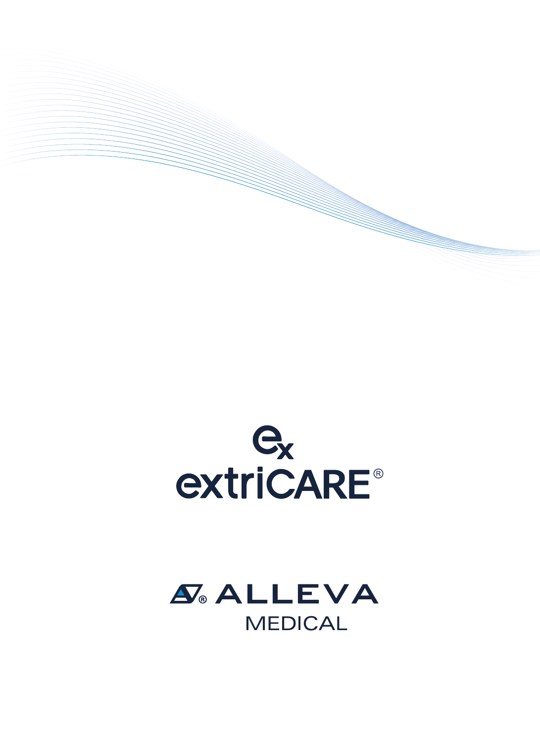extriCARE®

ALLEVA®

MEDICAL